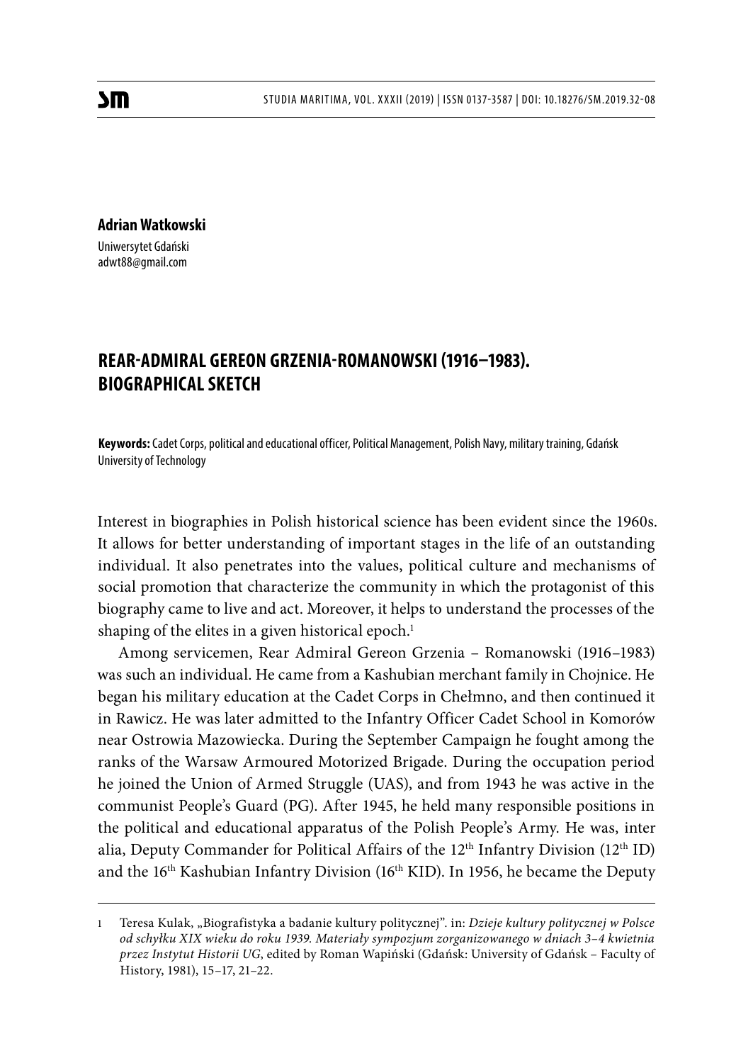**Adrian Watkowski**
Uniwersytet Gdański
adwt88@gmail.com

# REAR-ADMIRAL GEREON GRZENIA-ROMANOWSKI (1916–1983). BIOGRAPHICAL SKETCH

**Keywords:** Cadet Corps, political and educational officer, Political Management, Polish Navy, military training, Gdańsk University of Technology

Interest in biographies in Polish historical science has been evident since the 1960s. It allows for better understanding of important stages in the life of an outstanding individual. It also penetrates into the values, political culture and mechanisms of social promotion that characterize the community in which the protagonist of this biography came to live and act. Moreover, it helps to understand the processes of the shaping of the elites in a given historical epoch.[1]

Among servicemen, Rear Admiral Gereon Grzenia – Romanowski (1916–1983) was such an individual. He came from a Kashubian merchant family in Chojnice. He began his military education at the Cadet Corps in Chełmno, and then continued it in Rawicz. He was later admitted to the Infantry Officer Cadet School in Komorów near Ostrowia Mazowiecka. During the September Campaign he fought among the ranks of the Warsaw Armoured Motorized Brigade. During the occupation period he joined the Union of Armed Struggle (UAS), and from 1943 he was active in the communist People's Guard (PG). After 1945, he held many responsible positions in the political and educational apparatus of the Polish People's Army. He was, inter alia, Deputy Commander for Political Affairs of the 12[th] Infantry Division (12[th] ID) and the 16[th] Kashubian Infantry Division (16[th] KID). In 1956, he became the Deputy

---

1 Teresa Kulak, „Biografistyka a badanie kultury politycznej". in: *Dzieje kultury politycznej w Polsce od schyłku XIX wieku do roku 1939. Materiały sympozjum zorganizowanego w dniach 3–4 kwietnia przez Instytut Historii UG*, edited by Roman Wapiński (Gdańsk: University of Gdańsk – Faculty of History, 1981), 15–17, 21–22.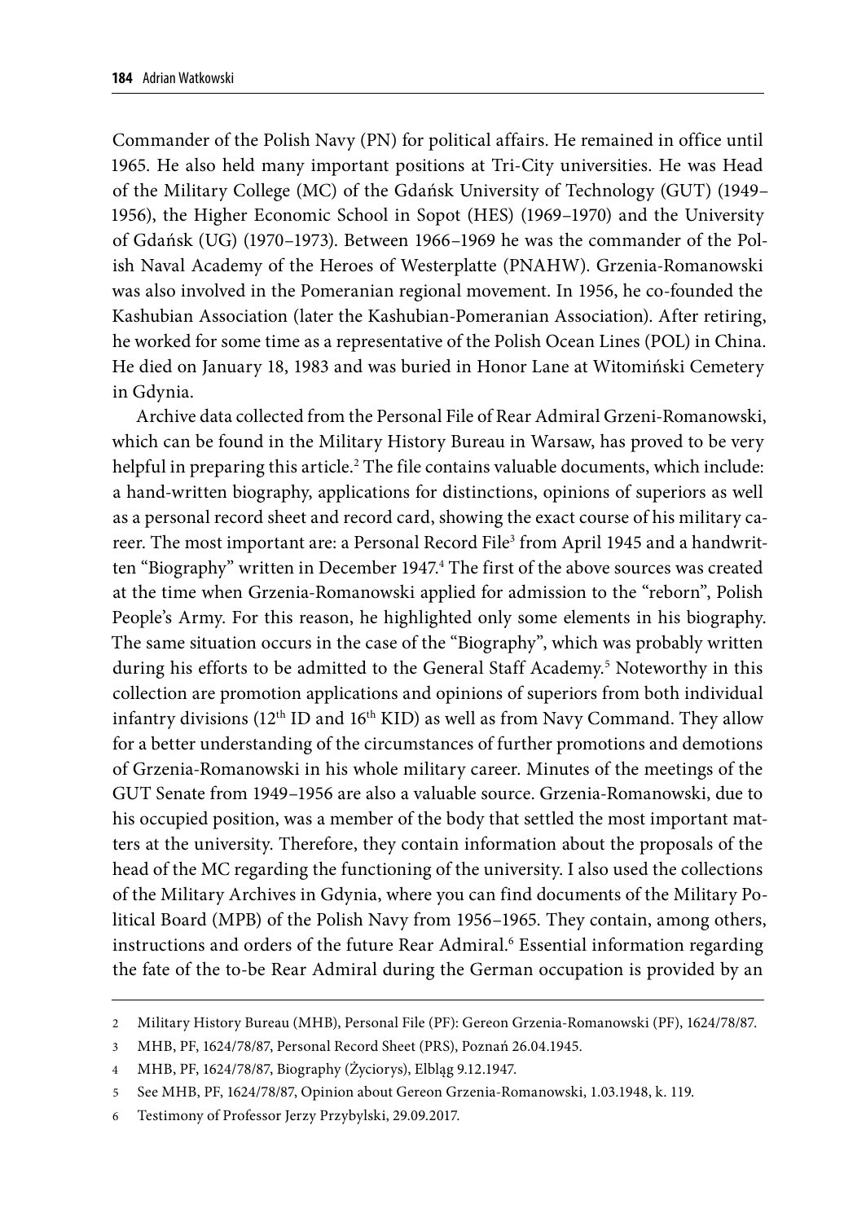Commander of the Polish Navy (PN) for political affairs. He remained in office until 1965. He also held many important positions at Tri-City universities. He was Head of the Military College (MC) of the Gdańsk University of Technology (GUT) (1949–1956), the Higher Economic School in Sopot (HES) (1969–1970) and the University of Gdańsk (UG) (1970–1973). Between 1966–1969 he was the commander of the Polish Naval Academy of the Heroes of Westerplatte (PNAHW). Grzenia-Romanowski was also involved in the Pomeranian regional movement. In 1956, he co-founded the Kashubian Association (later the Kashubian-Pomeranian Association). After retiring, he worked for some time as a representative of the Polish Ocean Lines (POL) in China. He died on January 18, 1983 and was buried in Honor Lane at Witomiński Cemetery in Gdynia.

Archive data collected from the Personal File of Rear Admiral Grzeni-Romanowski, which can be found in the Military History Bureau in Warsaw, has proved to be very helpful in preparing this article.[2] The file contains valuable documents, which include: a hand-written biography, applications for distinctions, opinions of superiors as well as a personal record sheet and record card, showing the exact course of his military career. The most important are: a Personal Record File[3] from April 1945 and a handwritten "Biography" written in December 1947.[4] The first of the above sources was created at the time when Grzenia-Romanowski applied for admission to the "reborn", Polish People's Army. For this reason, he highlighted only some elements in his biography. The same situation occurs in the case of the "Biography", which was probably written during his efforts to be admitted to the General Staff Academy.[5] Noteworthy in this collection are promotion applications and opinions of superiors from both individual infantry divisions (12th ID and 16th KID) as well as from Navy Command. They allow for a better understanding of the circumstances of further promotions and demotions of Grzenia-Romanowski in his whole military career. Minutes of the meetings of the GUT Senate from 1949–1956 are also a valuable source. Grzenia-Romanowski, due to his occupied position, was a member of the body that settled the most important matters at the university. Therefore, they contain information about the proposals of the head of the MC regarding the functioning of the university. I also used the collections of the Military Archives in Gdynia, where you can find documents of the Military Political Board (MPB) of the Polish Navy from 1956–1965. They contain, among others, instructions and orders of the future Rear Admiral.[6] Essential information regarding the fate of the to-be Rear Admiral during the German occupation is provided by an

---

2 Military History Bureau (MHB), Personal File (PF): Gereon Grzenia-Romanowski (PF), 1624/78/87.

3 MHB, PF, 1624/78/87, Personal Record Sheet (PRS), Poznań 26.04.1945.

4 MHB, PF, 1624/78/87, Biography (Życiorys), Elbląg 9.12.1947.

5 See MHB, PF, 1624/78/87, Opinion about Gereon Grzenia-Romanowski, 1.03.1948, k. 119.

6 Testimony of Professor Jerzy Przybylski, 29.09.2017.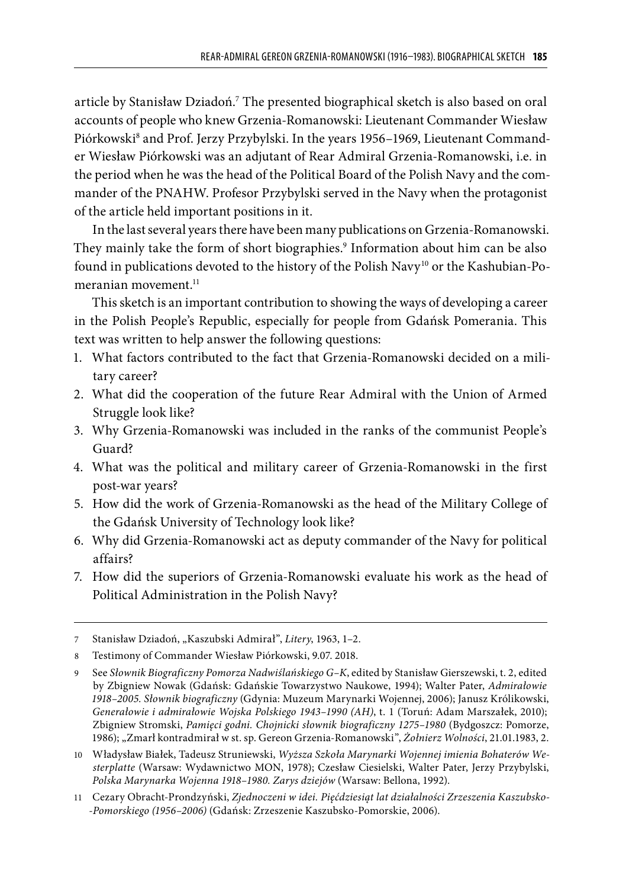article by Stanisław Dziadoń.[7] The presented biographical sketch is also based on oral accounts of people who knew Grzenia-Romanowski: Lieutenant Commander Wiesław Piórkowski[8] and Prof. Jerzy Przybylski. In the years 1956–1969, Lieutenant Commander Wiesław Piórkowski was an adjutant of Rear Admiral Grzenia-Romanowski, i.e. in the period when he was the head of the Political Board of the Polish Navy and the commander of the PNAHW. Profesor Przybylski served in the Navy when the protagonist of the article held important positions in it.

In the last several years there have been many publications on Grzenia-Romanowski. They mainly take the form of short biographies.[9] Information about him can be also found in publications devoted to the history of the Polish Navy[10] or the Kashubian-Pomeranian movement.[11]

This sketch is an important contribution to showing the ways of developing a career in the Polish People's Republic, especially for people from Gdańsk Pomerania. This text was written to help answer the following questions:

1. What factors contributed to the fact that Grzenia-Romanowski decided on a military career?
2. What did the cooperation of the future Rear Admiral with the Union of Armed Struggle look like?
3. Why Grzenia-Romanowski was included in the ranks of the communist People's Guard?
4. What was the political and military career of Grzenia-Romanowski in the first post-war years?
5. How did the work of Grzenia-Romanowski as the head of the Military College of the Gdańsk University of Technology look like?
6. Why did Grzenia-Romanowski act as deputy commander of the Navy for political affairs?
7. How did the superiors of Grzenia-Romanowski evaluate his work as the head of Political Administration in the Polish Navy?

---

7 Stanisław Dziadoń, „Kaszubski Admirał", *Litery*, 1963, 1–2.

8 Testimony of Commander Wiesław Piórkowski, 9.07. 2018.

9 See *Słownik Biograficzny Pomorza Nadwiślańskiego G–K*, edited by Stanisław Gierszewski, t. 2, edited by Zbigniew Nowak (Gdańsk: Gdańskie Towarzystwo Naukowe, 1994); Walter Pater, *Admirałowie 1918–2005. Słownik biograficzny* (Gdynia: Muzeum Marynarki Wojennej, 2006); Janusz Królikowski, *Generałowie i admirałowie Wojska Polskiego 1943–1990 (AH)*, t. 1 (Toruń: Adam Marszałek, 2010); Zbigniew Stromski, *Pamięci godni. Chojnicki słownik biograficzny 1275–1980* (Bydgoszcz: Pomorze, 1986); „Zmarł kontradmirał w st. sp. Gereon Grzenia-Romanowski", *Żołnierz Wolności*, 21.01.1983, 2.

10 Władysław Białek, Tadeusz Struniewski, *Wyższa Szkoła Marynarki Wojennej imienia Bohaterów Westerplatte* (Warsaw: Wydawnictwo MON, 1978); Czesław Ciesielski, Walter Pater, Jerzy Przybylski, *Polska Marynarka Wojenna 1918–1980. Zarys dziejów* (Warsaw: Bellona, 1992).

11 Cezary Obracht-Prondzyński, *Zjednoczeni w idei. Pięćdziesiąt lat działalności Zrzeszenia Kaszubsko-Pomorskiego (1956–2006)* (Gdańsk: Zrzeszenie Kaszubsko-Pomorskie, 2006).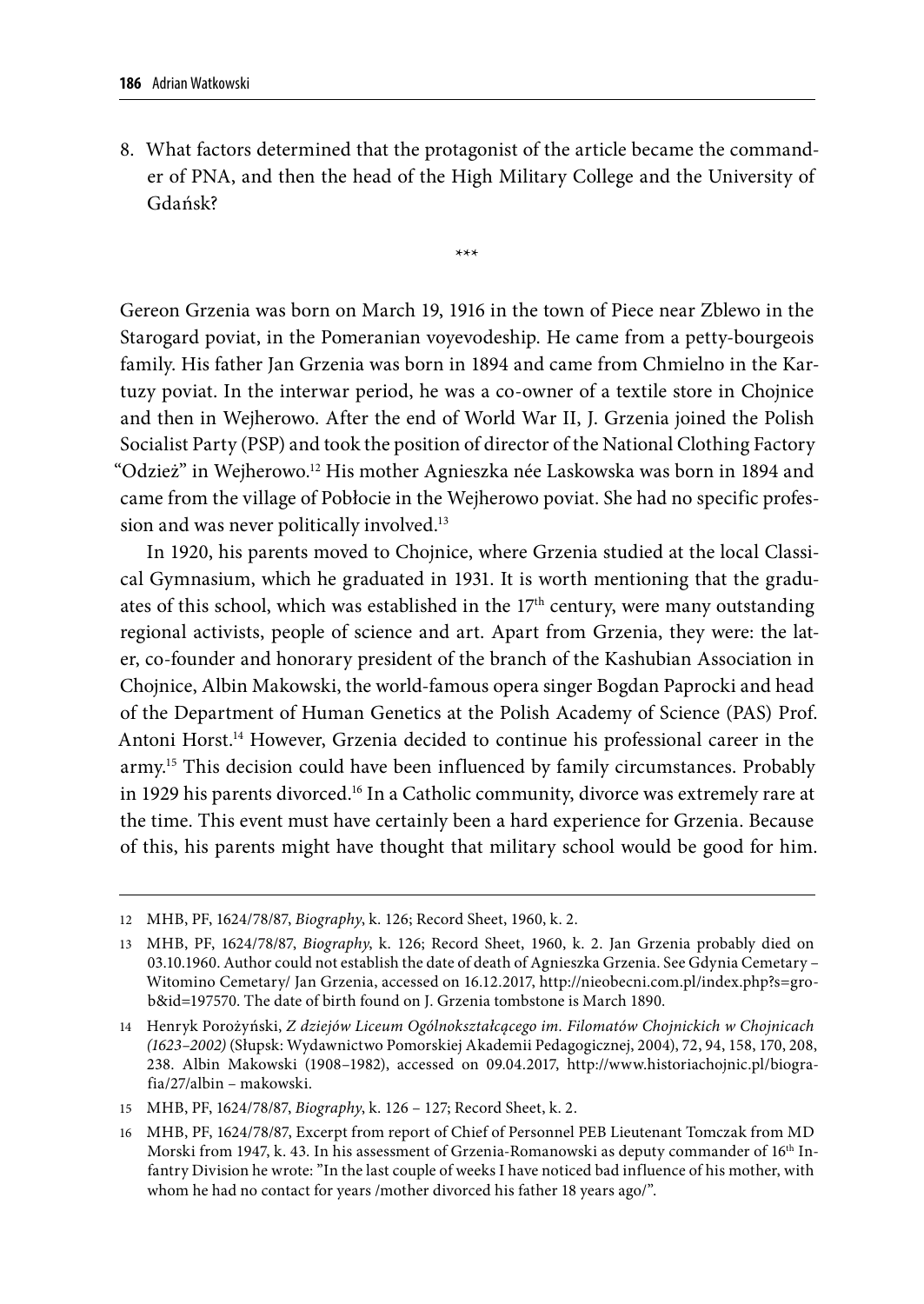8. What factors determined that the protagonist of the article became the commander of PNA, and then the head of the High Military College and the University of Gdańsk?

\*\*\*

Gereon Grzenia was born on March 19, 1916 in the town of Piece near Zblewo in the Starogard poviat, in the Pomeranian voyevodeship. He came from a petty-bourgeois family. His father Jan Grzenia was born in 1894 and came from Chmielno in the Kartuzy poviat. In the interwar period, he was a co-owner of a textile store in Chojnice and then in Wejherowo. After the end of World War II, J. Grzenia joined the Polish Socialist Party (PSP) and took the position of director of the National Clothing Factory "Odzież" in Wejherowo.[12] His mother Agnieszka née Laskowska was born in 1894 and came from the village of Pobłocie in the Wejherowo poviat. She had no specific profession and was never politically involved.[13]

In 1920, his parents moved to Chojnice, where Grzenia studied at the local Classical Gymnasium, which he graduated in 1931. It is worth mentioning that the graduates of this school, which was established in the 17th century, were many outstanding regional activists, people of science and art. Apart from Grzenia, they were: the later, co-founder and honorary president of the branch of the Kashubian Association in Chojnice, Albin Makowski, the world-famous opera singer Bogdan Paprocki and head of the Department of Human Genetics at the Polish Academy of Science (PAS) Prof. Antoni Horst.[14] However, Grzenia decided to continue his professional career in the army.[15] This decision could have been influenced by family circumstances. Probably in 1929 his parents divorced.[16] In a Catholic community, divorce was extremely rare at the time. This event must have certainly been a hard experience for Grzenia. Because of this, his parents might have thought that military school would be good for him.

---

12 MHB, PF, 1624/78/87, *Biography*, k. 126; Record Sheet, 1960, k. 2.

13 MHB, PF, 1624/78/87, *Biography*, k. 126; Record Sheet, 1960, k. 2. Jan Grzenia probably died on 03.10.1960. Author could not establish the date of death of Agnieszka Grzenia. See Gdynia Cemetary – Witomino Cemetary/ Jan Grzenia, accessed on 16.12.2017, http://nieobecni.com.pl/index.php?s=grob&id=197570. The date of birth found on J. Grzenia tombstone is March 1890.

14 Henryk Porożyński, *Z dziejów Liceum Ogólnokształcącego im. Filomatów Chojnickich w Chojnicach (1623–2002)* (Słupsk: Wydawnictwo Pomorskiej Akademii Pedagogicznej, 2004), 72, 94, 158, 170, 208, 238. Albin Makowski (1908–1982), accessed on 09.04.2017, http://www.historiachojnic.pl/biografia/27/albin – makowski.

15 MHB, PF, 1624/78/87, *Biography*, k. 126 – 127; Record Sheet, k. 2.

16 MHB, PF, 1624/78/87, Excerpt from report of Chief of Personnel PEB Lieutenant Tomczak from MD Morski from 1947, k. 43. In his assessment of Grzenia-Romanowski as deputy commander of 16th Infantry Division he wrote: "In the last couple of weeks I have noticed bad influence of his mother, with whom he had no contact for years /mother divorced his father 18 years ago/".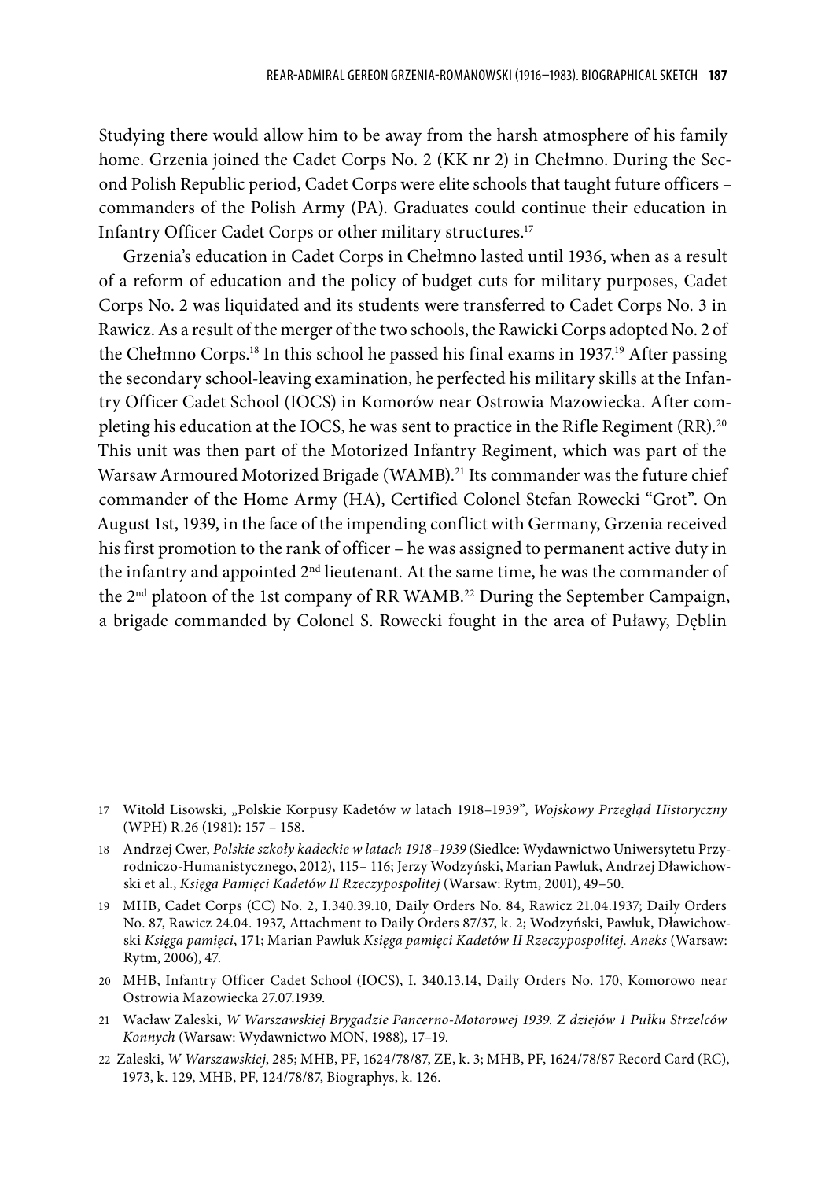Studying there would allow him to be away from the harsh atmosphere of his family home. Grzenia joined the Cadet Corps No. 2 (KK nr 2) in Chełmno. During the Second Polish Republic period, Cadet Corps were elite schools that taught future officers – commanders of the Polish Army (PA). Graduates could continue their education in Infantry Officer Cadet Corps or other military structures.[17]

Grzenia's education in Cadet Corps in Chełmno lasted until 1936, when as a result of a reform of education and the policy of budget cuts for military purposes, Cadet Corps No. 2 was liquidated and its students were transferred to Cadet Corps No. 3 in Rawicz. As a result of the merger of the two schools, the Rawicki Corps adopted No. 2 of the Chełmno Corps.[18] In this school he passed his final exams in 1937.[19] After passing the secondary school-leaving examination, he perfected his military skills at the Infantry Officer Cadet School (IOCS) in Komorów near Ostrowia Mazowiecka. After completing his education at the IOCS, he was sent to practice in the Rifle Regiment (RR).[20] This unit was then part of the Motorized Infantry Regiment, which was part of the Warsaw Armoured Motorized Brigade (WAMB).[21] Its commander was the future chief commander of the Home Army (HA), Certified Colonel Stefan Rowecki "Grot". On August 1st, 1939, in the face of the impending conflict with Germany, Grzenia received his first promotion to the rank of officer – he was assigned to permanent active duty in the infantry and appointed 2nd lieutenant. At the same time, he was the commander of the 2nd platoon of the 1st company of RR WAMB.[22] During the September Campaign, a brigade commanded by Colonel S. Rowecki fought in the area of Puławy, Dęblin

---

17 Witold Lisowski, „Polskie Korpusy Kadetów w latach 1918–1939", *Wojskowy Przegląd Historyczny* (WPH) R.26 (1981): 157 – 158.

18 Andrzej Cwer, *Polskie szkoły kadeckie w latach 1918–1939* (Siedlce: Wydawnictwo Uniwersytetu Przyrodniczo-Humanistycznego, 2012), 115– 116; Jerzy Wodzyński, Marian Pawluk, Andrzej Dławichowski et al., *Księga Pamięci Kadetów II Rzeczypospolitej* (Warsaw: Rytm, 2001), 49–50.

19 MHB, Cadet Corps (CC) No. 2, I.340.39.10, Daily Orders No. 84, Rawicz 21.04.1937; Daily Orders No. 87, Rawicz 24.04. 1937, Attachment to Daily Orders 87/37, k. 2; Wodzyński, Pawluk, Dławichowski *Księga pamięci*, 171; Marian Pawluk *Księga pamięci Kadetów II Rzeczypospolitej. Aneks* (Warsaw: Rytm, 2006), 47.

20 MHB, Infantry Officer Cadet School (IOCS), I. 340.13.14, Daily Orders No. 170, Komorowo near Ostrowia Mazowiecka 27.07.1939.

21 Wacław Zaleski, *W Warszawskiej Brygadzie Pancerno-Motorowej 1939. Z dziejów 1 Pułku Strzelców Konnych* (Warsaw: Wydawnictwo MON, 1988), 17–19.

22 Zaleski, *W Warszawskiej*, 285; MHB, PF, 1624/78/87, ZE, k. 3; MHB, PF, 1624/78/87 Record Card (RC), 1973, k. 129, MHB, PF, 124/78/87, Biographys, k. 126.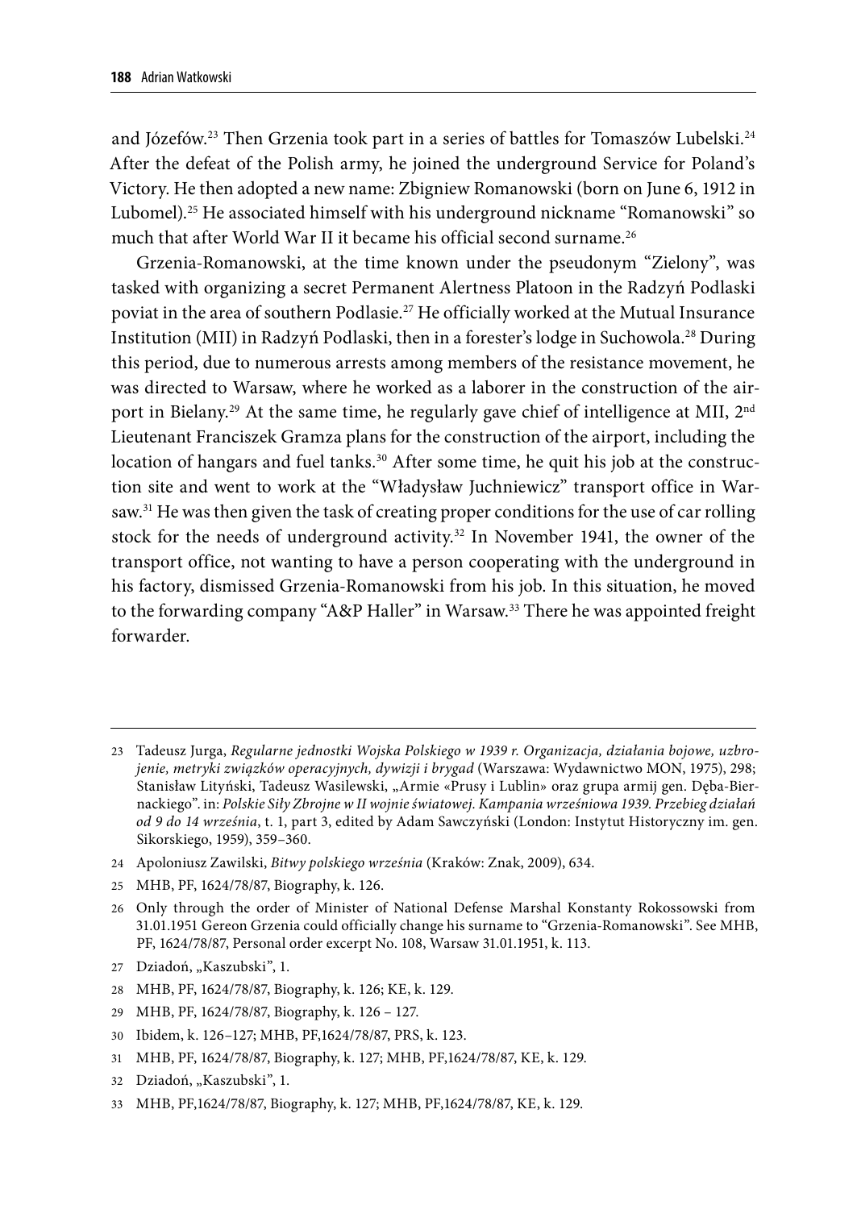and Józefów.[23] Then Grzenia took part in a series of battles for Tomaszów Lubelski.[24] After the defeat of the Polish army, he joined the underground Service for Poland's Victory. He then adopted a new name: Zbigniew Romanowski (born on June 6, 1912 in Lubomel).[25] He associated himself with his underground nickname "Romanowski" so much that after World War II it became his official second surname.[26]

Grzenia-Romanowski, at the time known under the pseudonym "Zielony", was tasked with organizing a secret Permanent Alertness Platoon in the Radzyń Podlaski poviat in the area of southern Podlasie.[27] He officially worked at the Mutual Insurance Institution (MII) in Radzyń Podlaski, then in a forester's lodge in Suchowola.[28] During this period, due to numerous arrests among members of the resistance movement, he was directed to Warsaw, where he worked as a laborer in the construction of the airport in Bielany.[29] At the same time, he regularly gave chief of intelligence at MII, 2nd Lieutenant Franciszek Gramza plans for the construction of the airport, including the location of hangars and fuel tanks.[30] After some time, he quit his job at the construction site and went to work at the "Władysław Juchniewicz" transport office in Warsaw.[31] He was then given the task of creating proper conditions for the use of car rolling stock for the needs of underground activity.[32] In November 1941, the owner of the transport office, not wanting to have a person cooperating with the underground in his factory, dismissed Grzenia-Romanowski from his job. In this situation, he moved to the forwarding company "A&P Haller" in Warsaw.[33] There he was appointed freight forwarder.

---

23 Tadeusz Jurga, *Regularne jednostki Wojska Polskiego w 1939 r. Organizacja, działania bojowe, uzbrojenie, metryki związków operacyjnych, dywizji i brygad* (Warszawa: Wydawnictwo MON, 1975), 298; Stanisław Lityński, Tadeusz Wasilewski, „Armie «Prusy i Lublin» oraz grupa armij gen. Dęba-Biernackiego". in: *Polskie Siły Zbrojne w II wojnie światowej. Kampania wrześniowa 1939. Przebieg działań od 9 do 14 września*, t. 1, part 3, edited by Adam Sawczyński (London: Instytut Historyczny im. gen. Sikorskiego, 1959), 359–360.

24 Apoloniusz Zawilski, *Bitwy polskiego września* (Kraków: Znak, 2009), 634.

25 MHB, PF, 1624/78/87, Biography, k. 126.

26 Only through the order of Minister of National Defense Marshal Konstanty Rokossowski from 31.01.1951 Gereon Grzenia could officially change his surname to "Grzenia-Romanowski". See MHB, PF, 1624/78/87, Personal order excerpt No. 108, Warsaw 31.01.1951, k. 113.

27 Dziadoń, „Kaszubski", 1.

28 MHB, PF, 1624/78/87, Biography, k. 126; KE, k. 129.

29 MHB, PF, 1624/78/87, Biography, k. 126 – 127.

30 Ibidem, k. 126–127; MHB, PF,1624/78/87, PRS, k. 123.

31 MHB, PF, 1624/78/87, Biography, k. 127; MHB, PF,1624/78/87, KE, k. 129.

32 Dziadoń, „Kaszubski", 1.

33 MHB, PF,1624/78/87, Biography, k. 127; MHB, PF,1624/78/87, KE, k. 129.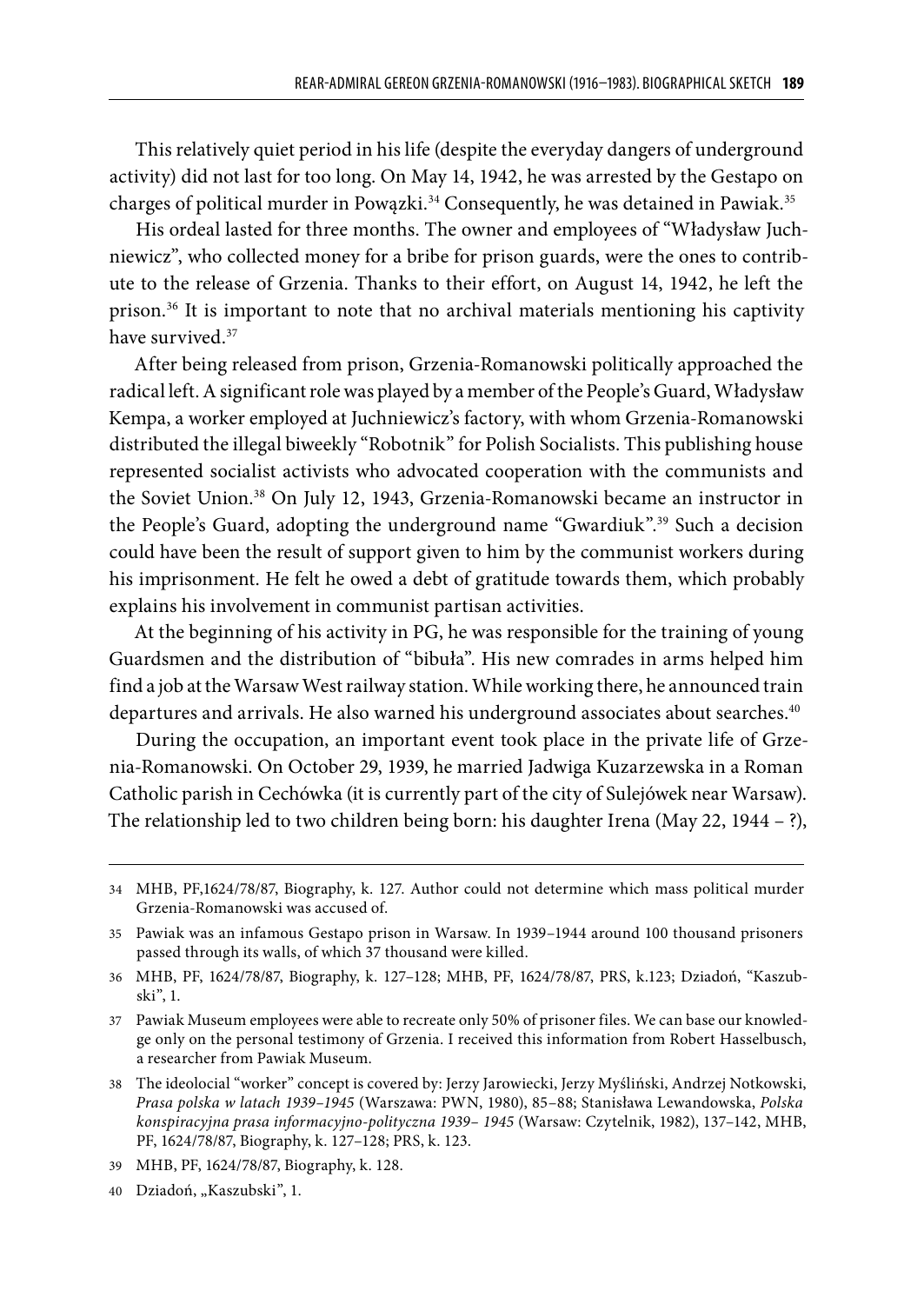This relatively quiet period in his life (despite the everyday dangers of underground activity) did not last for too long. On May 14, 1942, he was arrested by the Gestapo on charges of political murder in Powązki.[34] Consequently, he was detained in Pawiak.[35]

His ordeal lasted for three months. The owner and employees of "Władysław Juchniewicz", who collected money for a bribe for prison guards, were the ones to contribute to the release of Grzenia. Thanks to their effort, on August 14, 1942, he left the prison.[36] It is important to note that no archival materials mentioning his captivity have survived.[37]

After being released from prison, Grzenia-Romanowski politically approached the radical left. A significant role was played by a member of the People's Guard, Władysław Kempa, a worker employed at Juchniewicz's factory, with whom Grzenia-Romanowski distributed the illegal biweekly "Robotnik" for Polish Socialists. This publishing house represented socialist activists who advocated cooperation with the communists and the Soviet Union.[38] On July 12, 1943, Grzenia-Romanowski became an instructor in the People's Guard, adopting the underground name "Gwardiuk".[39] Such a decision could have been the result of support given to him by the communist workers during his imprisonment. He felt he owed a debt of gratitude towards them, which probably explains his involvement in communist partisan activities.

At the beginning of his activity in PG, he was responsible for the training of young Guardsmen and the distribution of "bibuła". His new comrades in arms helped him find a job at the Warsaw West railway station. While working there, he announced train departures and arrivals. He also warned his underground associates about searches.[40]

During the occupation, an important event took place in the private life of Grzenia-Romanowski. On October 29, 1939, he married Jadwiga Kuzarzewska in a Roman Catholic parish in Cechówka (it is currently part of the city of Sulejówek near Warsaw). The relationship led to two children being born: his daughter Irena (May 22, 1944 – ?),

---

34 MHB, PF,1624/78/87, Biography, k. 127. Author could not determine which mass political murder Grzenia-Romanowski was accused of.

35 Pawiak was an infamous Gestapo prison in Warsaw. In 1939–1944 around 100 thousand prisoners passed through its walls, of which 37 thousand were killed.

36 MHB, PF, 1624/78/87, Biography, k. 127–128; MHB, PF, 1624/78/87, PRS, k.123; Dziadoń, "Kaszubski", 1.

37 Pawiak Museum employees were able to recreate only 50% of prisoner files. We can base our knowledge only on the personal testimony of Grzenia. I received this information from Robert Hasselbusch, a researcher from Pawiak Museum.

38 The ideolocial "worker" concept is covered by: Jerzy Jarowiecki, Jerzy Myśliński, Andrzej Notkowski, *Prasa polska w latach 1939–1945* (Warszawa: PWN, 1980), 85–88; Stanisława Lewandowska, *Polska konspiracyjna prasa informacyjno-polityczna 1939– 1945* (Warsaw: Czytelnik, 1982), 137–142, MHB, PF, 1624/78/87, Biography, k. 127–128; PRS, k. 123.

39 MHB, PF, 1624/78/87, Biography, k. 128.

40 Dziadoń, „Kaszubski", 1.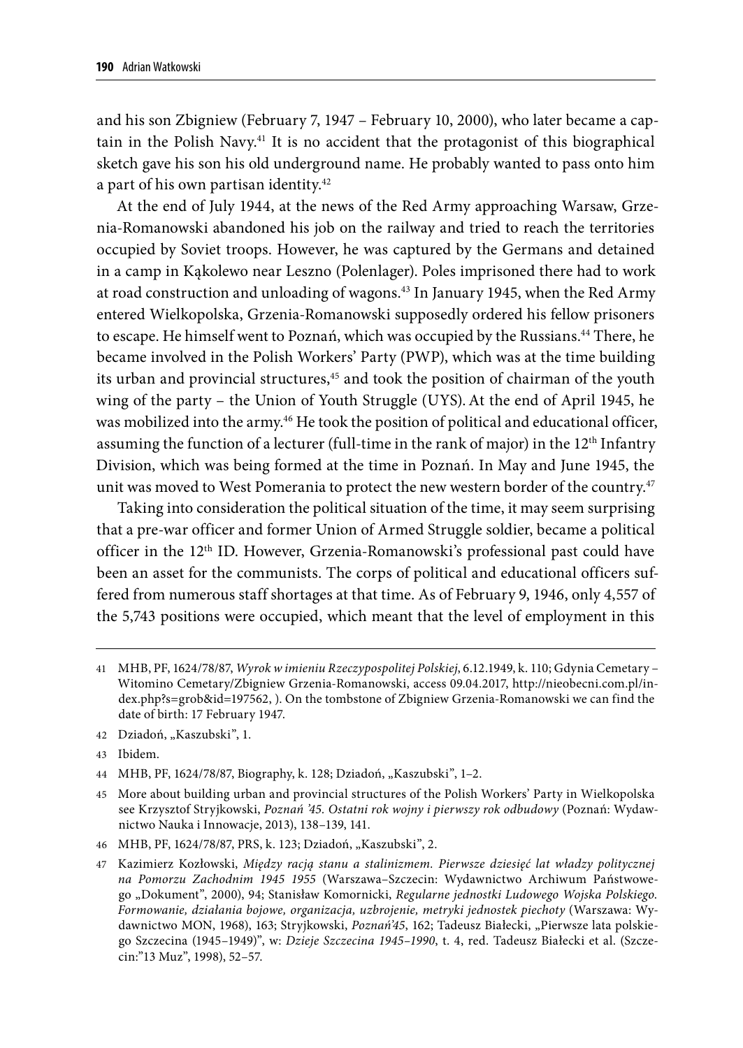and his son Zbigniew (February 7, 1947 – February 10, 2000), who later became a captain in the Polish Navy.[41] It is no accident that the protagonist of this biographical sketch gave his son his old underground name. He probably wanted to pass onto him a part of his own partisan identity.[42]

At the end of July 1944, at the news of the Red Army approaching Warsaw, Grzenia-Romanowski abandoned his job on the railway and tried to reach the territories occupied by Soviet troops. However, he was captured by the Germans and detained in a camp in Kąkolewo near Leszno (Polenlager). Poles imprisoned there had to work at road construction and unloading of wagons.[43] In January 1945, when the Red Army entered Wielkopolska, Grzenia-Romanowski supposedly ordered his fellow prisoners to escape. He himself went to Poznań, which was occupied by the Russians.[44] There, he became involved in the Polish Workers' Party (PWP), which was at the time building its urban and provincial structures,[45] and took the position of chairman of the youth wing of the party – the Union of Youth Struggle (UYS). At the end of April 1945, he was mobilized into the army.[46] He took the position of political and educational officer, assuming the function of a lecturer (full-time in the rank of major) in the 12th Infantry Division, which was being formed at the time in Poznań. In May and June 1945, the unit was moved to West Pomerania to protect the new western border of the country.[47]

Taking into consideration the political situation of the time, it may seem surprising that a pre-war officer and former Union of Armed Struggle soldier, became a political officer in the 12th ID. However, Grzenia-Romanowski's professional past could have been an asset for the communists. The corps of political and educational officers suffered from numerous staff shortages at that time. As of February 9, 1946, only 4,557 of the 5,743 positions were occupied, which meant that the level of employment in this

---

41 MHB, PF, 1624/78/87, *Wyrok w imieniu Rzeczypospolitej Polskiej*, 6.12.1949, k. 110; Gdynia Cemetary – Witomino Cemetary/Zbigniew Grzenia-Romanowski, access 09.04.2017, http://nieobecni.com.pl/index.php?s=grob&id=197562, ). On the tombstone of Zbigniew Grzenia-Romanowski we can find the date of birth: 17 February 1947.

42 Dziadoń, „Kaszubski", 1.

43 Ibidem.

44 MHB, PF, 1624/78/87, Biography, k. 128; Dziadoń, „Kaszubski", 1–2.

45 More about building urban and provincial structures of the Polish Workers' Party in Wielkopolska see Krzysztof Stryjkowski, *Poznań '45. Ostatni rok wojny i pierwszy rok odbudowy* (Poznań: Wydawnictwo Nauka i Innowacje, 2013), 138–139, 141.

46 MHB, PF, 1624/78/87, PRS, k. 123; Dziadoń, „Kaszubski", 2.

47 Kazimierz Kozłowski, *Między racją stanu a stalinizmem. Pierwsze dziesięć lat władzy politycznej na Pomorzu Zachodnim 1945 1955* (Warszawa–Szczecin: Wydawnictwo Archiwum Państwowego „Dokument", 2000), 94; Stanisław Komornicki, *Regularne jednostki Ludowego Wojska Polskiego. Formowanie, działania bojowe, organizacja, uzbrojenie, metryki jednostek piechoty* (Warszawa: Wydawnictwo MON, 1968), 163; Stryjkowski, *Poznań'45*, 162; Tadeusz Białecki, „Pierwsze lata polskiego Szczecina (1945–1949)", w: *Dzieje Szczecina 1945–1990*, t. 4, red. Tadeusz Białecki et al. (Szczecin:"13 Muz", 1998), 52–57.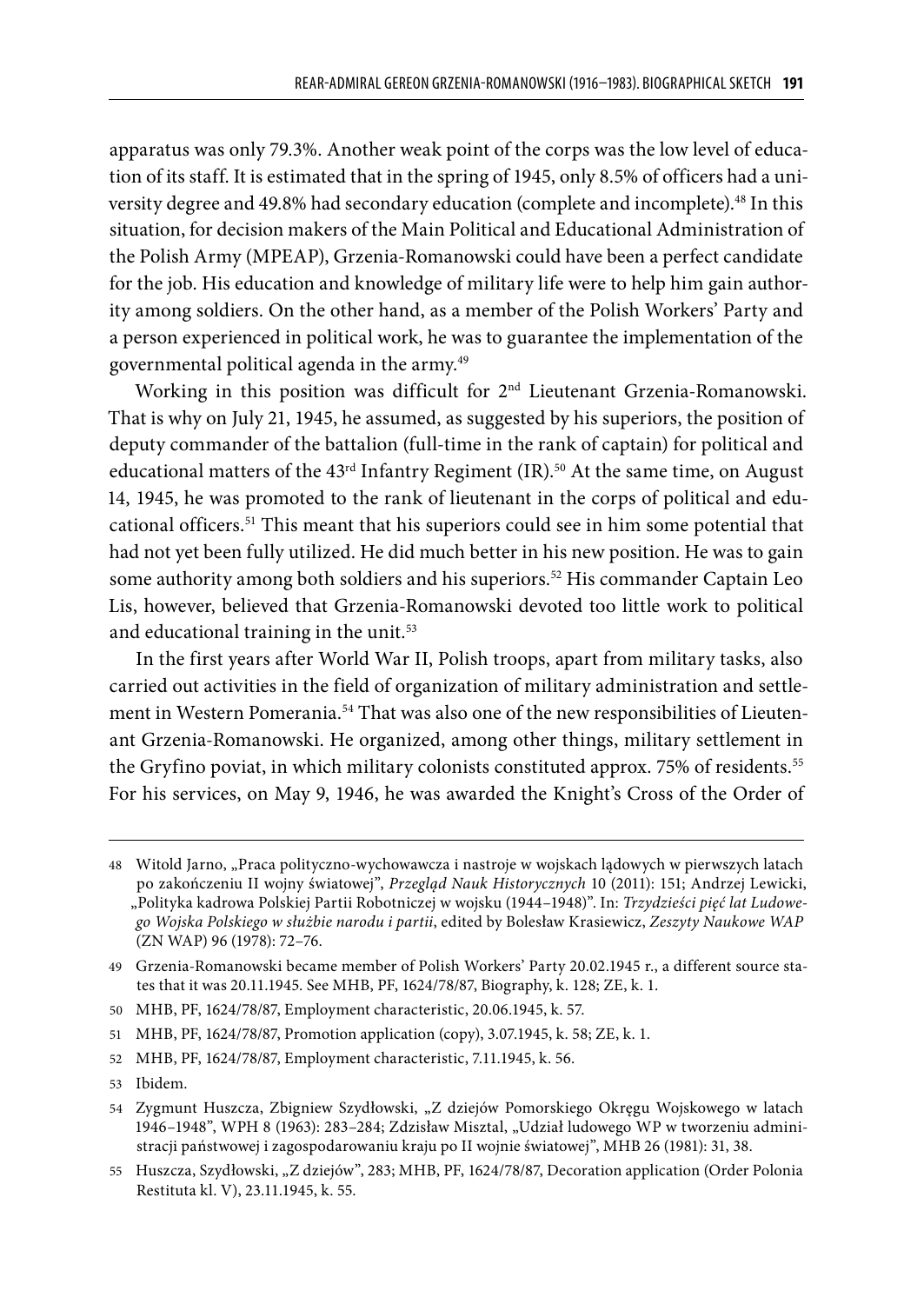apparatus was only 79.3%. Another weak point of the corps was the low level of education of its staff. It is estimated that in the spring of 1945, only 8.5% of officers had a university degree and 49.8% had secondary education (complete and incomplete).[48] In this situation, for decision makers of the Main Political and Educational Administration of the Polish Army (MPEAP), Grzenia-Romanowski could have been a perfect candidate for the job. His education and knowledge of military life were to help him gain authority among soldiers. On the other hand, as a member of the Polish Workers' Party and a person experienced in political work, he was to guarantee the implementation of the governmental political agenda in the army.[49]

Working in this position was difficult for 2nd Lieutenant Grzenia-Romanowski. That is why on July 21, 1945, he assumed, as suggested by his superiors, the position of deputy commander of the battalion (full-time in the rank of captain) for political and educational matters of the 43rd Infantry Regiment (IR).[50] At the same time, on August 14, 1945, he was promoted to the rank of lieutenant in the corps of political and educational officers.[51] This meant that his superiors could see in him some potential that had not yet been fully utilized. He did much better in his new position. He was to gain some authority among both soldiers and his superiors.[52] His commander Captain Leo Lis, however, believed that Grzenia-Romanowski devoted too little work to political and educational training in the unit.[53]

In the first years after World War II, Polish troops, apart from military tasks, also carried out activities in the field of organization of military administration and settlement in Western Pomerania.[54] That was also one of the new responsibilities of Lieutenant Grzenia-Romanowski. He organized, among other things, military settlement in the Gryfino poviat, in which military colonists constituted approx. 75% of residents.[55] For his services, on May 9, 1946, he was awarded the Knight's Cross of the Order of

---

48 Witold Jarno, „Praca polityczno-wychowawcza i nastroje w wojskach lądowych w pierwszych latach po zakończeniu II wojny światowej", *Przegląd Nauk Historycznych* 10 (2011): 151; Andrzej Lewicki, „Polityka kadrowa Polskiej Partii Robotniczej w wojsku (1944–1948)". In: *Trzydzieści pięć lat Ludowego Wojska Polskiego w służbie narodu i partii*, edited by Bolesław Krasiewicz, *Zeszyty Naukowe WAP* (ZN WAP) 96 (1978): 72–76.

49 Grzenia-Romanowski became member of Polish Workers' Party 20.02.1945 r., a different source states that it was 20.11.1945. See MHB, PF, 1624/78/87, Biography, k. 128; ZE, k. 1.

50 MHB, PF, 1624/78/87, Employment characteristic, 20.06.1945, k. 57.

51 MHB, PF, 1624/78/87, Promotion application (copy), 3.07.1945, k. 58; ZE, k. 1.

52 MHB, PF, 1624/78/87, Employment characteristic, 7.11.1945, k. 56.

53 Ibidem.

54 Zygmunt Huszcza, Zbigniew Szydłowski, „Z dziejów Pomorskiego Okręgu Wojskowego w latach 1946–1948", WPH 8 (1963): 283–284; Zdzisław Misztal, „Udział ludowego WP w tworzeniu administracji państwowej i zagospodarowaniu kraju po II wojnie światowej", MHB 26 (1981): 31, 38.

55 Huszcza, Szydłowski, „Z dziejów", 283; MHB, PF, 1624/78/87, Decoration application (Order Polonia Restituta kl. V), 23.11.1945, k. 55.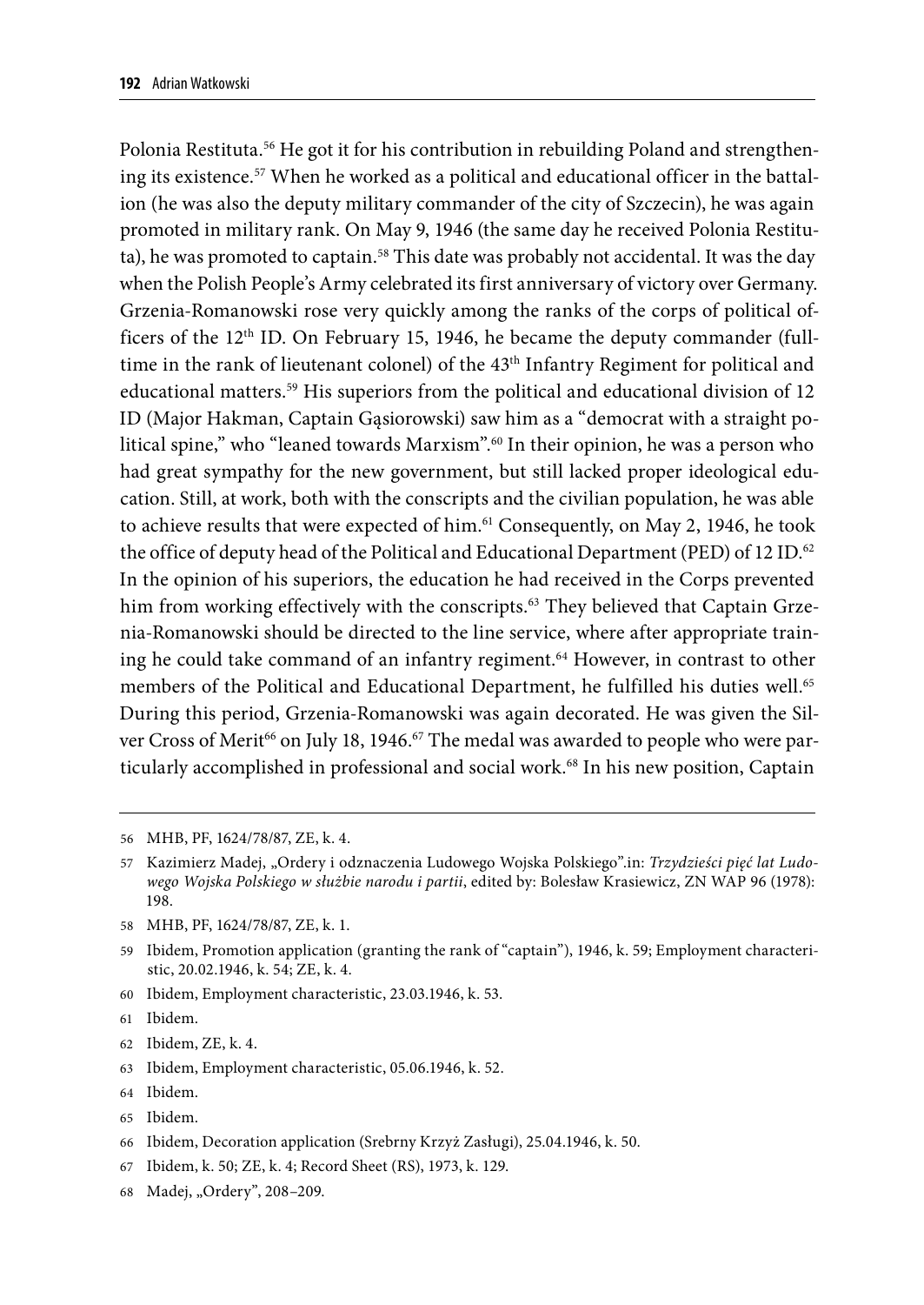Polonia Restituta.[56] He got it for his contribution in rebuilding Poland and strengthening its existence.[57] When he worked as a political and educational officer in the battalion (he was also the deputy military commander of the city of Szczecin), he was again promoted in military rank. On May 9, 1946 (the same day he received Polonia Restituta), he was promoted to captain.[58] This date was probably not accidental. It was the day when the Polish People's Army celebrated its first anniversary of victory over Germany. Grzenia-Romanowski rose very quickly among the ranks of the corps of political officers of the 12th ID. On February 15, 1946, he became the deputy commander (full-time in the rank of lieutenant colonel) of the 43th Infantry Regiment for political and educational matters.[59] His superiors from the political and educational division of 12 ID (Major Hakman, Captain Gąsiorowski) saw him as a "democrat with a straight political spine," who "leaned towards Marxism".[60] In their opinion, he was a person who had great sympathy for the new government, but still lacked proper ideological education. Still, at work, both with the conscripts and the civilian population, he was able to achieve results that were expected of him.[61] Consequently, on May 2, 1946, he took the office of deputy head of the Political and Educational Department (PED) of 12 ID.[62] In the opinion of his superiors, the education he had received in the Corps prevented him from working effectively with the conscripts.[63] They believed that Captain Grzenia-Romanowski should be directed to the line service, where after appropriate training he could take command of an infantry regiment.[64] However, in contrast to other members of the Political and Educational Department, he fulfilled his duties well.[65] During this period, Grzenia-Romanowski was again decorated. He was given the Silver Cross of Merit[66] on July 18, 1946.[67] The medal was awarded to people who were particularly accomplished in professional and social work.[68] In his new position, Captain

---

56 MHB, PF, 1624/78/87, ZE, k. 4.

57 Kazimierz Madej, „Ordery i odznaczenia Ludowego Wojska Polskiego".in: *Trzydzieści pięć lat Ludowego Wojska Polskiego w służbie narodu i partii*, edited by: Bolesław Krasiewicz, ZN WAP 96 (1978): 198.

58 MHB, PF, 1624/78/87, ZE, k. 1.

59 Ibidem, Promotion application (granting the rank of "captain"), 1946, k. 59; Employment characteristic, 20.02.1946, k. 54; ZE, k. 4.

60 Ibidem, Employment characteristic, 23.03.1946, k. 53.

61 Ibidem.

62 Ibidem, ZE, k. 4.

63 Ibidem, Employment characteristic, 05.06.1946, k. 52.

64 Ibidem.

65 Ibidem.

66 Ibidem, Decoration application (Srebrny Krzyż Zasługi), 25.04.1946, k. 50.

67 Ibidem, k. 50; ZE, k. 4; Record Sheet (RS), 1973, k. 129.

68 Madej, „Ordery", 208–209.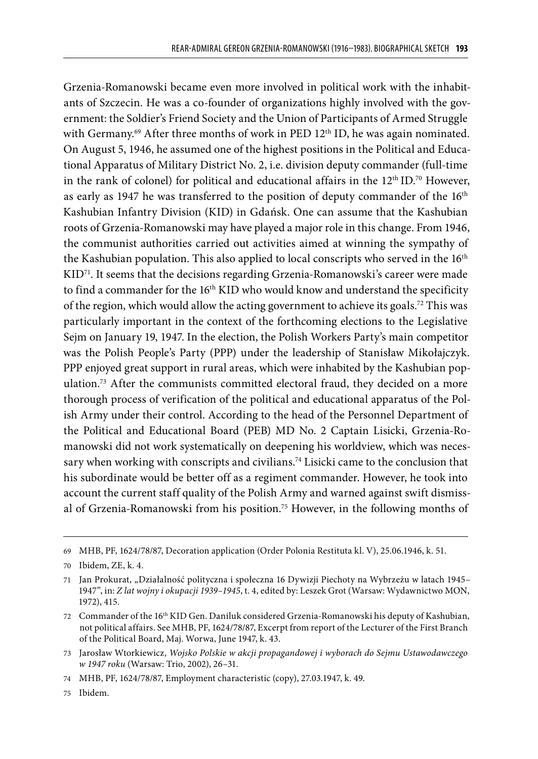Grzenia-Romanowski became even more involved in political work with the inhabitants of Szczecin. He was a co-founder of organizations highly involved with the government: the Soldier's Friend Society and the Union of Participants of Armed Struggle with Germany.[69] After three months of work in PED 12th ID, he was again nominated. On August 5, 1946, he assumed one of the highest positions in the Political and Educational Apparatus of Military District No. 2, i.e. division deputy commander (full-time in the rank of colonel) for political and educational affairs in the 12th ID.[70] However, as early as 1947 he was transferred to the position of deputy commander of the 16th Kashubian Infantry Division (KID) in Gdańsk. One can assume that the Kashubian roots of Grzenia-Romanowski may have played a major role in this change. From 1946, the communist authorities carried out activities aimed at winning the sympathy of the Kashubian population. This also applied to local conscripts who served in the 16th KID[71]. It seems that the decisions regarding Grzenia-Romanowski's career were made to find a commander for the 16th KID who would know and understand the specificity of the region, which would allow the acting government to achieve its goals.[72] This was particularly important in the context of the forthcoming elections to the Legislative Sejm on January 19, 1947. In the election, the Polish Workers Party's main competitor was the Polish People's Party (PPP) under the leadership of Stanisław Mikołajczyk. PPP enjoyed great support in rural areas, which were inhabited by the Kashubian population.[73] After the communists committed electoral fraud, they decided on a more thorough process of verification of the political and educational apparatus of the Polish Army under their control. According to the head of the Personnel Department of the Political and Educational Board (PEB) MD No. 2 Captain Lisicki, Grzenia-Romanowski did not work systematically on deepening his worldview, which was necessary when working with conscripts and civilians.[74] Lisicki came to the conclusion that his subordinate would be better off as a regiment commander. However, he took into account the current staff quality of the Polish Army and warned against swift dismissal of Grzenia-Romanowski from his position.[75] However, in the following months of

---

69 MHB, PF, 1624/78/87, Decoration application (Order Polonia Restituta kl. V), 25.06.1946, k. 51.

70 Ibidem, ZE, k. 4.

71 Jan Prokurat, „Działalność polityczna i społeczna 16 Dywizji Piechoty na Wybrzeżu w latach 1945–1947", in: *Z lat wojny i okupacji 1939–1945*, t. 4, edited by: Leszek Grot (Warsaw: Wydawnictwo MON, 1972), 415.

72 Commander of the 16th KID Gen. Daniluk considered Grzenia-Romanowski his deputy of Kashubian, not political affairs. See MHB, PF, 1624/78/87, Excerpt from report of the Lecturer of the First Branch of the Political Board, Maj. Worwa, June 1947, k. 43.

73 Jarosław Wtorkiewicz, *Wojsko Polskie w akcji propagandowej i wyborach do Sejmu Ustawodawczego w 1947 roku* (Warsaw: Trio, 2002), 26–31.

74 MHB, PF, 1624/78/87, Employment characteristic (copy), 27.03.1947, k. 49.

75 Ibidem.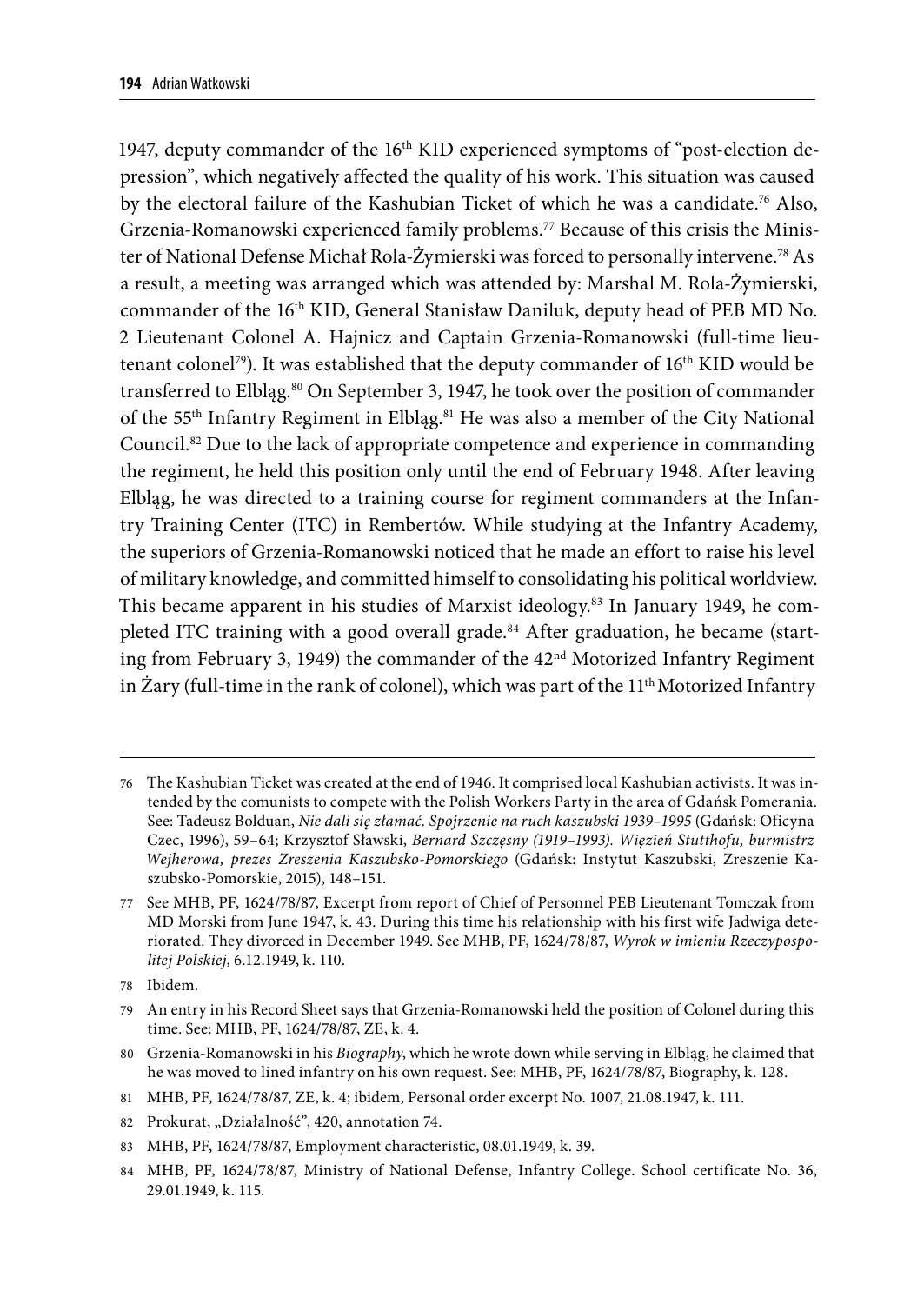1947, deputy commander of the 16th KID experienced symptoms of "post-election depression", which negatively affected the quality of his work. This situation was caused by the electoral failure of the Kashubian Ticket of which he was a candidate.[76] Also, Grzenia-Romanowski experienced family problems.[77] Because of this crisis the Minister of National Defense Michał Rola-Żymierski was forced to personally intervene.[78] As a result, a meeting was arranged which was attended by: Marshal M. Rola-Żymierski, commander of the 16th KID, General Stanisław Daniluk, deputy head of PEB MD No. 2 Lieutenant Colonel A. Hajnicz and Captain Grzenia-Romanowski (full-time lieutenant colonel[79]). It was established that the deputy commander of 16th KID would be transferred to Elbląg.[80] On September 3, 1947, he took over the position of commander of the 55th Infantry Regiment in Elbląg.[81] He was also a member of the City National Council.[82] Due to the lack of appropriate competence and experience in commanding the regiment, he held this position only until the end of February 1948. After leaving Elbląg, he was directed to a training course for regiment commanders at the Infantry Training Center (ITC) in Rembertów. While studying at the Infantry Academy, the superiors of Grzenia-Romanowski noticed that he made an effort to raise his level of military knowledge, and committed himself to consolidating his political worldview. This became apparent in his studies of Marxist ideology.[83] In January 1949, he completed ITC training with a good overall grade.[84] After graduation, he became (starting from February 3, 1949) the commander of the 42nd Motorized Infantry Regiment in Żary (full-time in the rank of colonel), which was part of the 11th Motorized Infantry

---

76 The Kashubian Ticket was created at the end of 1946. It comprised local Kashubian activists. It was intended by the comunists to compete with the Polish Workers Party in the area of Gdańsk Pomerania. See: Tadeusz Bolduan, *Nie dali się złamać. Spojrzenie na ruch kaszubski 1939–1995* (Gdańsk: Oficyna Czec, 1996), 59–64; Krzysztof Sławski, *Bernard Szczęsny (1919–1993). Więzień Stutthofu, burmistrz Wejherowa, prezes Zreszenia Kaszubsko-Pomorskiego* (Gdańsk: Instytut Kaszubski, Zreszenie Kaszubsko-Pomorskie, 2015), 148–151.

77 See MHB, PF, 1624/78/87, Excerpt from report of Chief of Personnel PEB Lieutenant Tomczak from MD Morski from June 1947, k. 43. During this time his relationship with his first wife Jadwiga deteriorated. They divorced in December 1949. See MHB, PF, 1624/78/87, *Wyrok w imieniu Rzeczypospolitej Polskiej*, 6.12.1949, k. 110.

78 Ibidem.

79 An entry in his Record Sheet says that Grzenia-Romanowski held the position of Colonel during this time. See: MHB, PF, 1624/78/87, ZE, k. 4.

80 Grzenia-Romanowski in his *Biography*, which he wrote down while serving in Elbląg, he claimed that he was moved to lined infantry on his own request. See: MHB, PF, 1624/78/87, Biography, k. 128.

81 MHB, PF, 1624/78/87, ZE, k. 4; ibidem, Personal order excerpt No. 1007, 21.08.1947, k. 111.

82 Prokurat, „Działalność", 420, annotation 74.

83 MHB, PF, 1624/78/87, Employment characteristic, 08.01.1949, k. 39.

84 MHB, PF, 1624/78/87, Ministry of National Defense, Infantry College. School certificate No. 36, 29.01.1949, k. 115.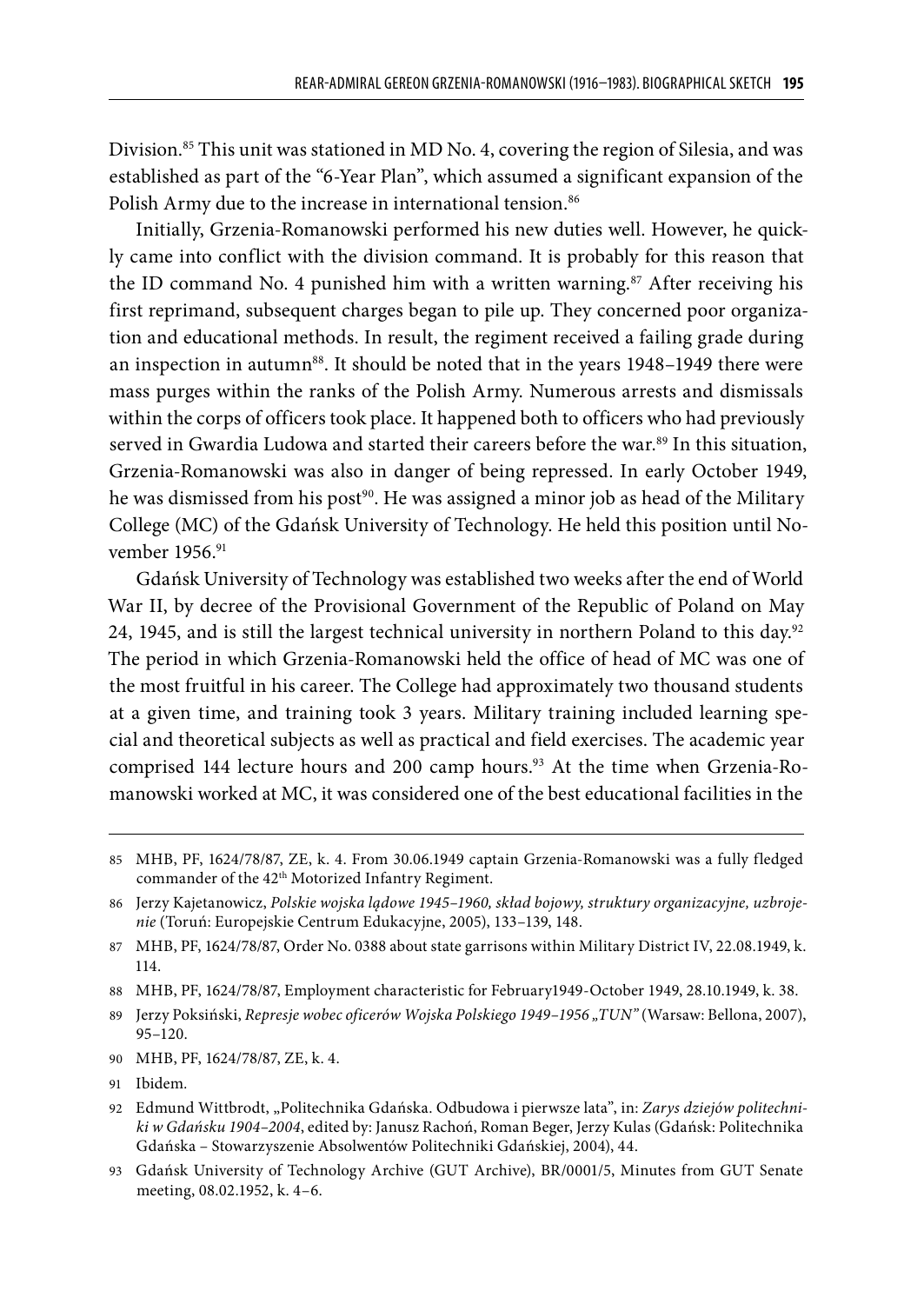Division.[85] This unit was stationed in MD No. 4, covering the region of Silesia, and was established as part of the "6-Year Plan", which assumed a significant expansion of the Polish Army due to the increase in international tension.[86]

Initially, Grzenia-Romanowski performed his new duties well. However, he quickly came into conflict with the division command. It is probably for this reason that the ID command No. 4 punished him with a written warning.[87] After receiving his first reprimand, subsequent charges began to pile up. They concerned poor organization and educational methods. In result, the regiment received a failing grade during an inspection in autumn[88]. It should be noted that in the years 1948–1949 there were mass purges within the ranks of the Polish Army. Numerous arrests and dismissals within the corps of officers took place. It happened both to officers who had previously served in Gwardia Ludowa and started their careers before the war.[89] In this situation, Grzenia-Romanowski was also in danger of being repressed. In early October 1949, he was dismissed from his post[90]. He was assigned a minor job as head of the Military College (MC) of the Gdańsk University of Technology. He held this position until November 1956.[91]

Gdańsk University of Technology was established two weeks after the end of World War II, by decree of the Provisional Government of the Republic of Poland on May 24, 1945, and is still the largest technical university in northern Poland to this day.[92] The period in which Grzenia-Romanowski held the office of head of MC was one of the most fruitful in his career. The College had approximately two thousand students at a given time, and training took 3 years. Military training included learning special and theoretical subjects as well as practical and field exercises. The academic year comprised 144 lecture hours and 200 camp hours.[93] At the time when Grzenia-Romanowski worked at MC, it was considered one of the best educational facilities in the

---

85 MHB, PF, 1624/78/87, ZE, k. 4. From 30.06.1949 captain Grzenia-Romanowski was a fully fledged commander of the 42[th] Motorized Infantry Regiment.

86 Jerzy Kajetanowicz, *Polskie wojska lądowe 1945–1960, skład bojowy, struktury organizacyjne, uzbrojenie* (Toruń: Europejskie Centrum Edukacyjne, 2005), 133–139, 148.

87 MHB, PF, 1624/78/87, Order No. 0388 about state garrisons within Military District IV, 22.08.1949, k. 114.

88 MHB, PF, 1624/78/87, Employment characteristic for February1949-October 1949, 28.10.1949, k. 38.

89 Jerzy Poksiński, *Represje wobec oficerów Wojska Polskiego 1949–1956 „TUN"* (Warsaw: Bellona, 2007), 95–120.

90 MHB, PF, 1624/78/87, ZE, k. 4.

91 Ibidem.

92 Edmund Wittbrodt, „Politechnika Gdańska. Odbudowa i pierwsze lata", in: *Zarys dziejów politechniki w Gdańsku 1904–2004*, edited by: Janusz Rachoń, Roman Beger, Jerzy Kulas (Gdańsk: Politechnika Gdańska – Stowarzyszenie Absolwentów Politechniki Gdańskiej, 2004), 44.

93 Gdańsk University of Technology Archive (GUT Archive), BR/0001/5, Minutes from GUT Senate meeting, 08.02.1952, k. 4–6.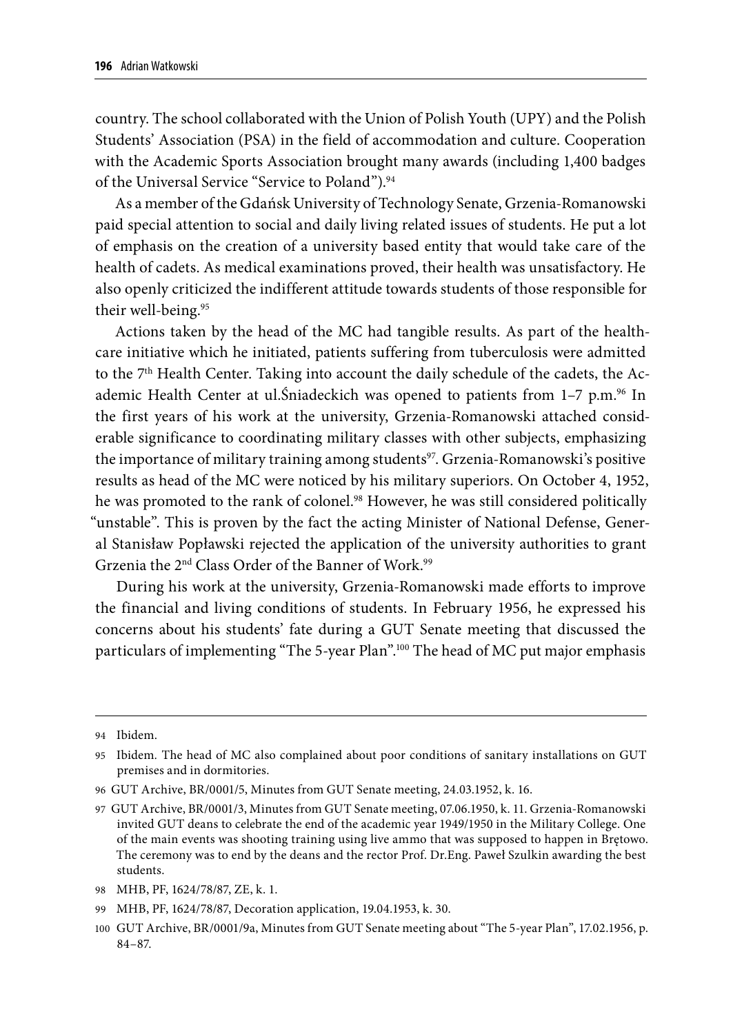country. The school collaborated with the Union of Polish Youth (UPY) and the Polish Students' Association (PSA) in the field of accommodation and culture. Cooperation with the Academic Sports Association brought many awards (including 1,400 badges of the Universal Service "Service to Poland").[94]

As a member of the Gdańsk University of Technology Senate, Grzenia-Romanowski paid special attention to social and daily living related issues of students. He put a lot of emphasis on the creation of a university based entity that would take care of the health of cadets. As medical examinations proved, their health was unsatisfactory. He also openly criticized the indifferent attitude towards students of those responsible for their well-being.[95]

Actions taken by the head of the MC had tangible results. As part of the health-care initiative which he initiated, patients suffering from tuberculosis were admitted to the 7th Health Center. Taking into account the daily schedule of the cadets, the Academic Health Center at ul.Śniadeckich was opened to patients from 1–7 p.m.[96] In the first years of his work at the university, Grzenia-Romanowski attached considerable significance to coordinating military classes with other subjects, emphasizing the importance of military training among students[97]. Grzenia-Romanowski's positive results as head of the MC were noticed by his military superiors. On October 4, 1952, he was promoted to the rank of colonel.[98] However, he was still considered politically "unstable". This is proven by the fact the acting Minister of National Defense, General Stanisław Popławski rejected the application of the university authorities to grant Grzenia the 2nd Class Order of the Banner of Work.[99]

During his work at the university, Grzenia-Romanowski made efforts to improve the financial and living conditions of students. In February 1956, he expressed his concerns about his students' fate during a GUT Senate meeting that discussed the particulars of implementing "The 5-year Plan".[100] The head of MC put major emphasis

---

94 Ibidem.

95 Ibidem. The head of MC also complained about poor conditions of sanitary installations on GUT premises and in dormitories.

96 GUT Archive, BR/0001/5, Minutes from GUT Senate meeting, 24.03.1952, k. 16.

97 GUT Archive, BR/0001/3, Minutes from GUT Senate meeting, 07.06.1950, k. 11. Grzenia-Romanowski invited GUT deans to celebrate the end of the academic year 1949/1950 in the Military College. One of the main events was shooting training using live ammo that was supposed to happen in Brętowo. The ceremony was to end by the deans and the rector Prof. Dr.Eng. Paweł Szulkin awarding the best students.

98 MHB, PF, 1624/78/87, ZE, k. 1.

99 MHB, PF, 1624/78/87, Decoration application, 19.04.1953, k. 30.

100 GUT Archive, BR/0001/9a, Minutes from GUT Senate meeting about "The 5-year Plan", 17.02.1956, p. 84–87.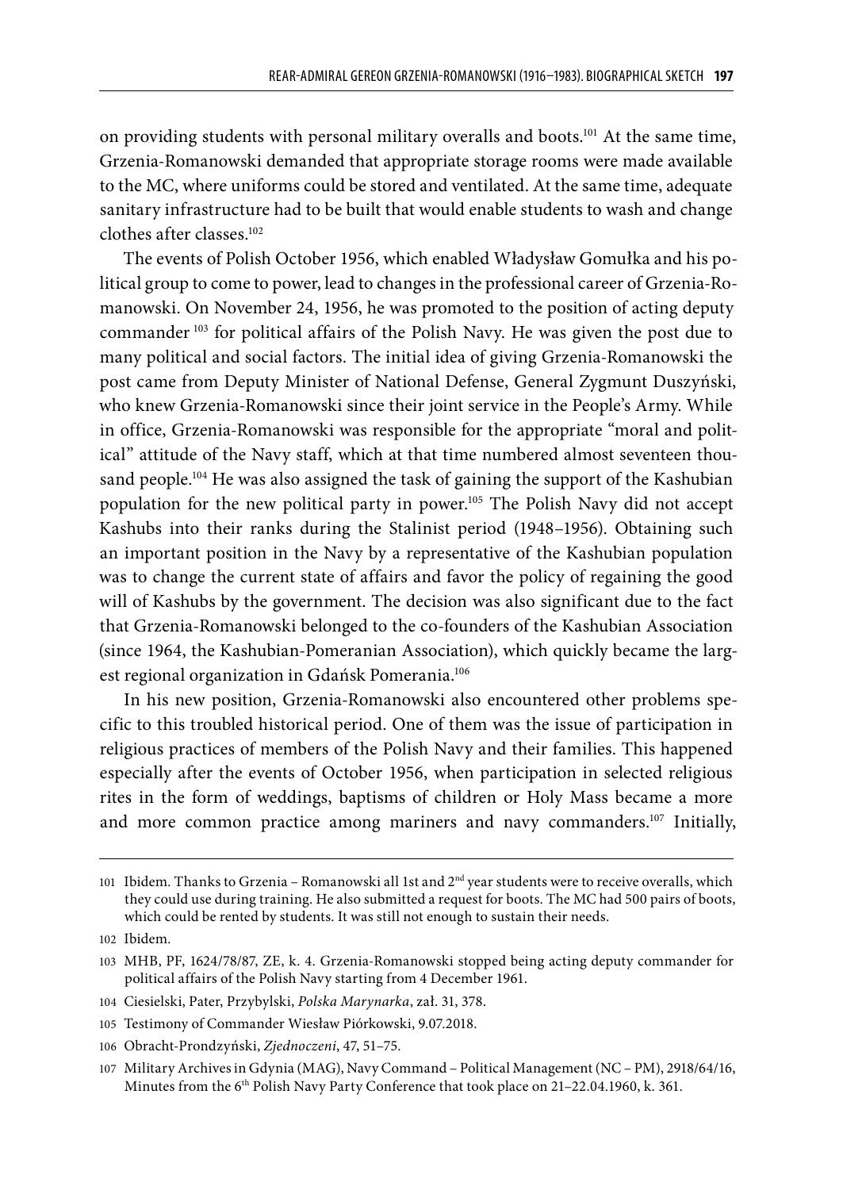on providing students with personal military overalls and boots.[101] At the same time, Grzenia-Romanowski demanded that appropriate storage rooms were made available to the MC, where uniforms could be stored and ventilated. At the same time, adequate sanitary infrastructure had to be built that would enable students to wash and change clothes after classes.[102]

The events of Polish October 1956, which enabled Władysław Gomułka and his political group to come to power, lead to changes in the professional career of Grzenia-Romanowski. On November 24, 1956, he was promoted to the position of acting deputy commander [103] for political affairs of the Polish Navy. He was given the post due to many political and social factors. The initial idea of giving Grzenia-Romanowski the post came from Deputy Minister of National Defense, General Zygmunt Duszyński, who knew Grzenia-Romanowski since their joint service in the People's Army. While in office, Grzenia-Romanowski was responsible for the appropriate "moral and political" attitude of the Navy staff, which at that time numbered almost seventeen thousand people.[104] He was also assigned the task of gaining the support of the Kashubian population for the new political party in power.[105] The Polish Navy did not accept Kashubs into their ranks during the Stalinist period (1948–1956). Obtaining such an important position in the Navy by a representative of the Kashubian population was to change the current state of affairs and favor the policy of regaining the good will of Kashubs by the government. The decision was also significant due to the fact that Grzenia-Romanowski belonged to the co-founders of the Kashubian Association (since 1964, the Kashubian-Pomeranian Association), which quickly became the largest regional organization in Gdańsk Pomerania.[106]

In his new position, Grzenia-Romanowski also encountered other problems specific to this troubled historical period. One of them was the issue of participation in religious practices of members of the Polish Navy and their families. This happened especially after the events of October 1956, when participation in selected religious rites in the form of weddings, baptisms of children or Holy Mass became a more and more common practice among mariners and navy commanders.[107] Initially,

---

101 Ibidem. Thanks to Grzenia – Romanowski all 1st and 2nd year students were to receive overalls, which they could use during training. He also submitted a request for boots. The MC had 500 pairs of boots, which could be rented by students. It was still not enough to sustain their needs.

102 Ibidem.

103 MHB, PF, 1624/78/87, ZE, k. 4. Grzenia-Romanowski stopped being acting deputy commander for political affairs of the Polish Navy starting from 4 December 1961.

104 Ciesielski, Pater, Przybylski, *Polska Marynarka*, zał. 31, 378.

105 Testimony of Commander Wiesław Piórkowski, 9.07.2018.

106 Obracht-Prondzyński, *Zjednoczeni*, 47, 51–75.

107 Military Archives in Gdynia (MAG), Navy Command – Political Management (NC – PM), 2918/64/16, Minutes from the 6th Polish Navy Party Conference that took place on 21–22.04.1960, k. 361.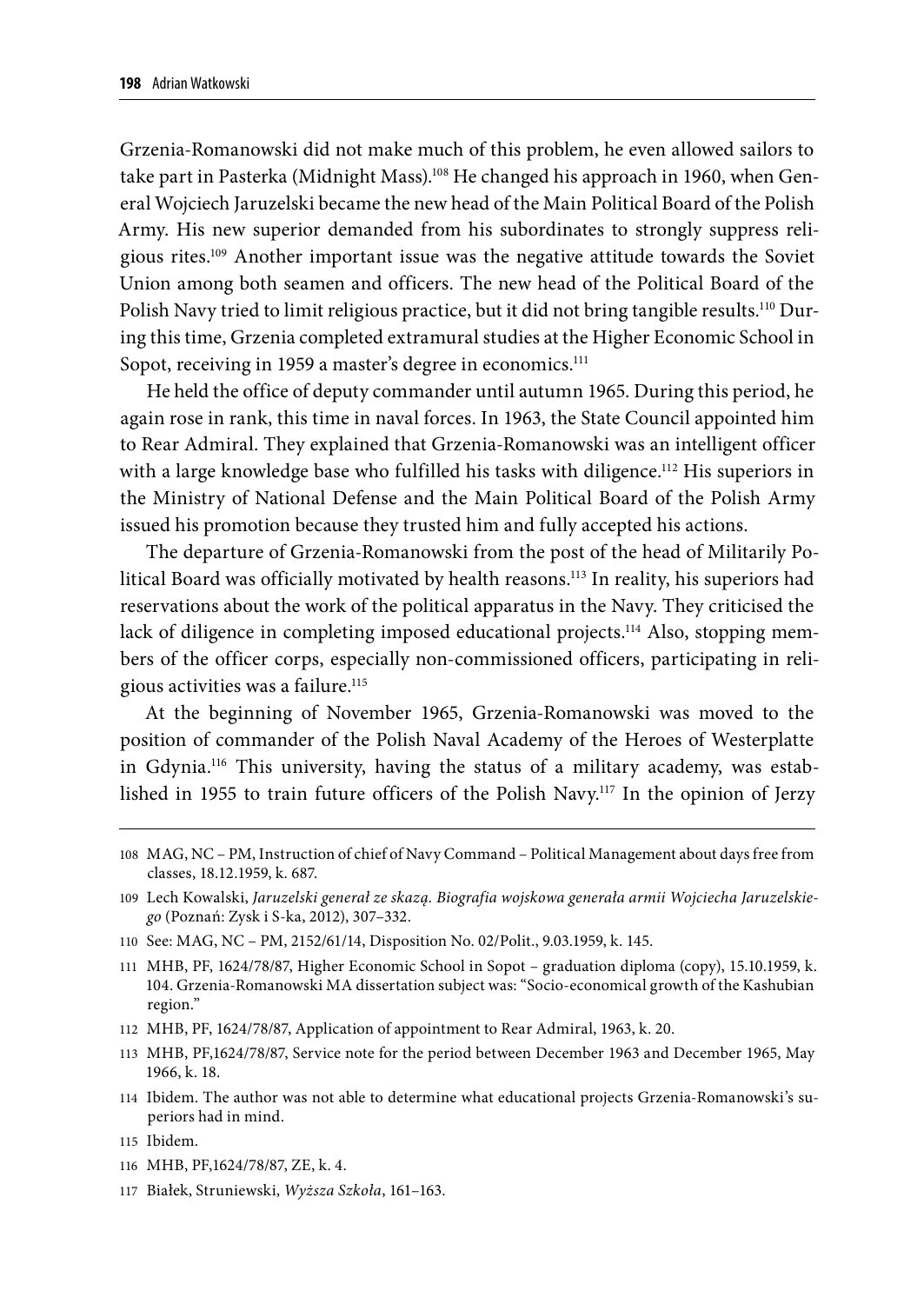Grzenia-Romanowski did not make much of this problem, he even allowed sailors to take part in Pasterka (Midnight Mass).[108] He changed his approach in 1960, when General Wojciech Jaruzelski became the new head of the Main Political Board of the Polish Army. His new superior demanded from his subordinates to strongly suppress religious rites.[109] Another important issue was the negative attitude towards the Soviet Union among both seamen and officers. The new head of the Political Board of the Polish Navy tried to limit religious practice, but it did not bring tangible results.[110] During this time, Grzenia completed extramural studies at the Higher Economic School in Sopot, receiving in 1959 a master's degree in economics.[111]

He held the office of deputy commander until autumn 1965. During this period, he again rose in rank, this time in naval forces. In 1963, the State Council appointed him to Rear Admiral. They explained that Grzenia-Romanowski was an intelligent officer with a large knowledge base who fulfilled his tasks with diligence.[112] His superiors in the Ministry of National Defense and the Main Political Board of the Polish Army issued his promotion because they trusted him and fully accepted his actions.

The departure of Grzenia-Romanowski from the post of the head of Militarily Political Board was officially motivated by health reasons.[113] In reality, his superiors had reservations about the work of the political apparatus in the Navy. They criticised the lack of diligence in completing imposed educational projects.[114] Also, stopping members of the officer corps, especially non-commissioned officers, participating in religious activities was a failure.[115]

At the beginning of November 1965, Grzenia-Romanowski was moved to the position of commander of the Polish Naval Academy of the Heroes of Westerplatte in Gdynia.[116] This university, having the status of a military academy, was established in 1955 to train future officers of the Polish Navy.[117] In the opinion of Jerzy

---

108 MAG, NC – PM, Instruction of chief of Navy Command – Political Management about days free from classes, 18.12.1959, k. 687.

109 Lech Kowalski, *Jaruzelski generał ze skazą. Biografia wojskowa generała armii Wojciecha Jaruzelskiego* (Poznań: Zysk i S-ka, 2012), 307–332.

110 See: MAG, NC – PM, 2152/61/14, Disposition No. 02/Polit., 9.03.1959, k. 145.

111 MHB, PF, 1624/78/87, Higher Economic School in Sopot – graduation diploma (copy), 15.10.1959, k. 104. Grzenia-Romanowski MA dissertation subject was: "Socio-economical growth of the Kashubian region."

112 MHB, PF, 1624/78/87, Application of appointment to Rear Admiral, 1963, k. 20.

113 MHB, PF,1624/78/87, Service note for the period between December 1963 and December 1965, May 1966, k. 18.

114 Ibidem. The author was not able to determine what educational projects Grzenia-Romanowski's superiors had in mind.

115 Ibidem.

116 MHB, PF,1624/78/87, ZE, k. 4.

117 Białek, Struniewski, *Wyższa Szkoła*, 161–163.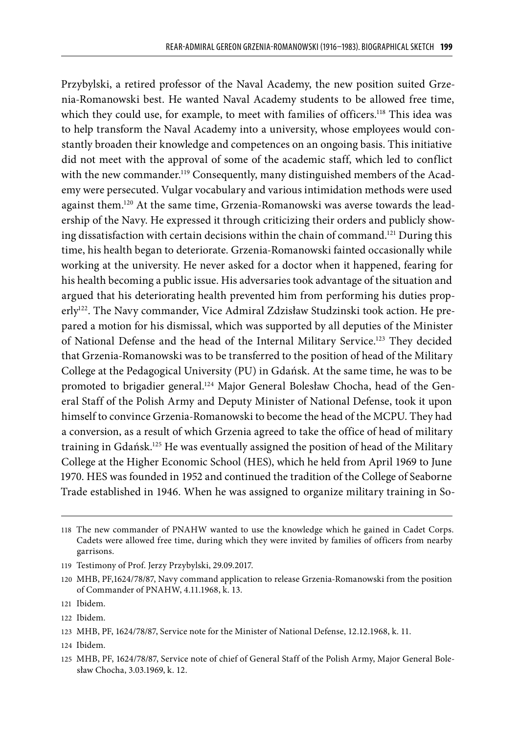Przybylski, a retired professor of the Naval Academy, the new position suited Grzenia-Romanowski best. He wanted Naval Academy students to be allowed free time, which they could use, for example, to meet with families of officers.[118] This idea was to help transform the Naval Academy into a university, whose employees would constantly broaden their knowledge and competences on an ongoing basis. This initiative did not meet with the approval of some of the academic staff, which led to conflict with the new commander.[119] Consequently, many distinguished members of the Academy were persecuted. Vulgar vocabulary and various intimidation methods were used against them.[120] At the same time, Grzenia-Romanowski was averse towards the leadership of the Navy. He expressed it through criticizing their orders and publicly showing dissatisfaction with certain decisions within the chain of command.[121] During this time, his health began to deteriorate. Grzenia-Romanowski fainted occasionally while working at the university. He never asked for a doctor when it happened, fearing for his health becoming a public issue. His adversaries took advantage of the situation and argued that his deteriorating health prevented him from performing his duties properly[122]. The Navy commander, Vice Admiral Zdzisław Studzinski took action. He prepared a motion for his dismissal, which was supported by all deputies of the Minister of National Defense and the head of the Internal Military Service.[123] They decided that Grzenia-Romanowski was to be transferred to the position of head of the Military College at the Pedagogical University (PU) in Gdańsk. At the same time, he was to be promoted to brigadier general.[124] Major General Bolesław Chocha, head of the General Staff of the Polish Army and Deputy Minister of National Defense, took it upon himself to convince Grzenia-Romanowski to become the head of the MCPU. They had a conversion, as a result of which Grzenia agreed to take the office of head of military training in Gdańsk.[125] He was eventually assigned the position of head of the Military College at the Higher Economic School (HES), which he held from April 1969 to June 1970. HES was founded in 1952 and continued the tradition of the College of Seaborne Trade established in 1946. When he was assigned to organize military training in So-

---

118 The new commander of PNAHW wanted to use the knowledge which he gained in Cadet Corps. Cadets were allowed free time, during which they were invited by families of officers from nearby garrisons.

119 Testimony of Prof. Jerzy Przybylski, 29.09.2017.

120 MHB, PF,1624/78/87, Navy command application to release Grzenia-Romanowski from the position of Commander of PNAHW, 4.11.1968, k. 13.

121 Ibidem.

122 Ibidem.

123 MHB, PF, 1624/78/87, Service note for the Minister of National Defense, 12.12.1968, k. 11.

124 Ibidem.

125 MHB, PF, 1624/78/87, Service note of chief of General Staff of the Polish Army, Major General Bolesław Chocha, 3.03.1969, k. 12.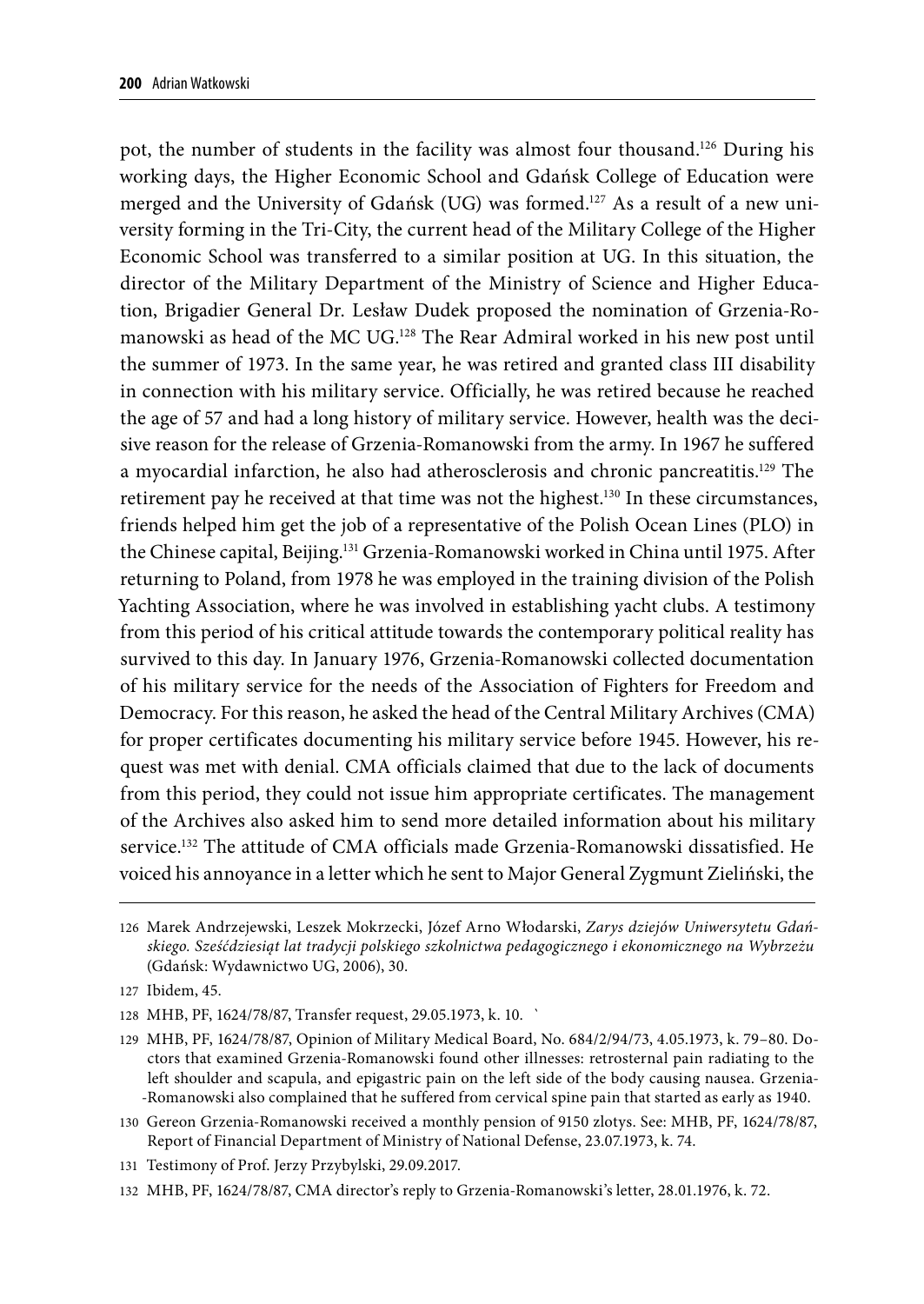pot, the number of students in the facility was almost four thousand.[126] During his working days, the Higher Economic School and Gdańsk College of Education were merged and the University of Gdańsk (UG) was formed.[127] As a result of a new university forming in the Tri-City, the current head of the Military College of the Higher Economic School was transferred to a similar position at UG. In this situation, the director of the Military Department of the Ministry of Science and Higher Education, Brigadier General Dr. Lesław Dudek proposed the nomination of Grzenia-Romanowski as head of the MC UG.[128] The Rear Admiral worked in his new post until the summer of 1973. In the same year, he was retired and granted class III disability in connection with his military service. Officially, he was retired because he reached the age of 57 and had a long history of military service. However, health was the decisive reason for the release of Grzenia-Romanowski from the army. In 1967 he suffered a myocardial infarction, he also had atherosclerosis and chronic pancreatitis.[129] The retirement pay he received at that time was not the highest.[130] In these circumstances, friends helped him get the job of a representative of the Polish Ocean Lines (PLO) in the Chinese capital, Beijing.[131] Grzenia-Romanowski worked in China until 1975. After returning to Poland, from 1978 he was employed in the training division of the Polish Yachting Association, where he was involved in establishing yacht clubs. A testimony from this period of his critical attitude towards the contemporary political reality has survived to this day. In January 1976, Grzenia-Romanowski collected documentation of his military service for the needs of the Association of Fighters for Freedom and Democracy. For this reason, he asked the head of the Central Military Archives (CMA) for proper certificates documenting his military service before 1945. However, his request was met with denial. CMA officials claimed that due to the lack of documents from this period, they could not issue him appropriate certificates. The management of the Archives also asked him to send more detailed information about his military service.[132] The attitude of CMA officials made Grzenia-Romanowski dissatisfied. He voiced his annoyance in a letter which he sent to Major General Zygmunt Zieliński, the

126 Marek Andrzejewski, Leszek Mokrzecki, Józef Arno Włodarski, *Zarys dziejów Uniwersytetu Gdańskiego. Sześćdziesiąt lat tradycji polskiego szkolnictwa pedagogicznego i ekonomicznego na Wybrzeżu* (Gdańsk: Wydawnictwo UG, 2006), 30.

127 Ibidem, 45.

128 MHB, PF, 1624/78/87, Transfer request, 29.05.1973, k. 10. `

129 MHB, PF, 1624/78/87, Opinion of Military Medical Board, No. 684/2/94/73, 4.05.1973, k. 79–80. Doctors that examined Grzenia-Romanowski found other illnesses: retrosternal pain radiating to the left shoulder and scapula, and epigastric pain on the left side of the body causing nausea. Grzenia-Romanowski also complained that he suffered from cervical spine pain that started as early as 1940.

130 Gereon Grzenia-Romanowski received a monthly pension of 9150 zlotys. See: MHB, PF, 1624/78/87, Report of Financial Department of Ministry of National Defense, 23.07.1973, k. 74.

131 Testimony of Prof. Jerzy Przybylski, 29.09.2017.

132 MHB, PF, 1624/78/87, CMA director's reply to Grzenia-Romanowski's letter, 28.01.1976, k. 72.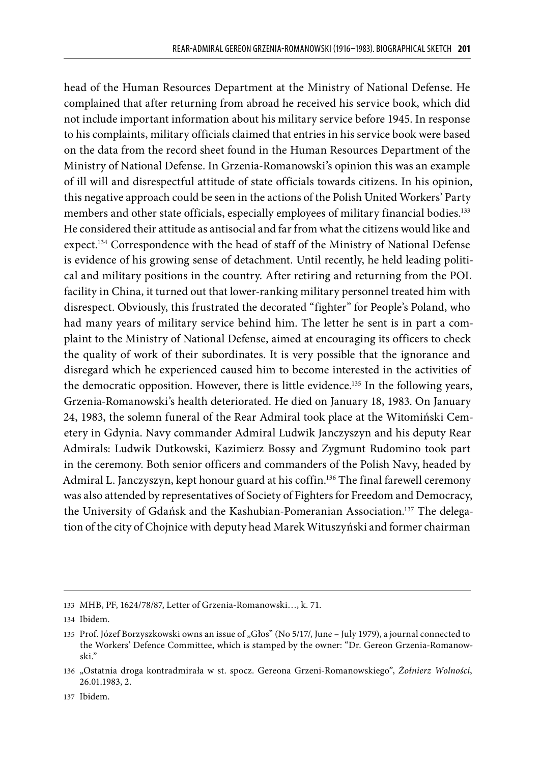head of the Human Resources Department at the Ministry of National Defense. He complained that after returning from abroad he received his service book, which did not include important information about his military service before 1945. In response to his complaints, military officials claimed that entries in his service book were based on the data from the record sheet found in the Human Resources Department of the Ministry of National Defense. In Grzenia-Romanowski's opinion this was an example of ill will and disrespectful attitude of state officials towards citizens. In his opinion, this negative approach could be seen in the actions of the Polish United Workers' Party members and other state officials, especially employees of military financial bodies.[133] He considered their attitude as antisocial and far from what the citizens would like and expect.[134] Correspondence with the head of staff of the Ministry of National Defense is evidence of his growing sense of detachment. Until recently, he held leading political and military positions in the country. After retiring and returning from the POL facility in China, it turned out that lower-ranking military personnel treated him with disrespect. Obviously, this frustrated the decorated "fighter" for People's Poland, who had many years of military service behind him. The letter he sent is in part a complaint to the Ministry of National Defense, aimed at encouraging its officers to check the quality of work of their subordinates. It is very possible that the ignorance and disregard which he experienced caused him to become interested in the activities of the democratic opposition. However, there is little evidence.[135] In the following years, Grzenia-Romanowski's health deteriorated. He died on January 18, 1983. On January 24, 1983, the solemn funeral of the Rear Admiral took place at the Witomiński Cemetery in Gdynia. Navy commander Admiral Ludwik Janczyszyn and his deputy Rear Admirals: Ludwik Dutkowski, Kazimierz Bossy and Zygmunt Rudomino took part in the ceremony. Both senior officers and commanders of the Polish Navy, headed by Admiral L. Janczyszyn, kept honour guard at his coffin.[136] The final farewell ceremony was also attended by representatives of Society of Fighters for Freedom and Democracy, the University of Gdańsk and the Kashubian-Pomeranian Association.[137] The delegation of the city of Chojnice with deputy head Marek Wituszyński and former chairman

---

133 MHB, PF, 1624/78/87, Letter of Grzenia-Romanowski…, k. 71.

134 Ibidem.

135 Prof. Józef Borzyszkowski owns an issue of „Głos" (No 5/17/, June – July 1979), a journal connected to the Workers' Defence Committee, which is stamped by the owner: "Dr. Gereon Grzenia-Romanowski."

136 „Ostatnia droga kontradmirała w st. spocz. Gereona Grzeni-Romanowskiego", *Żołnierz Wolności*, 26.01.1983, 2.

137 Ibidem.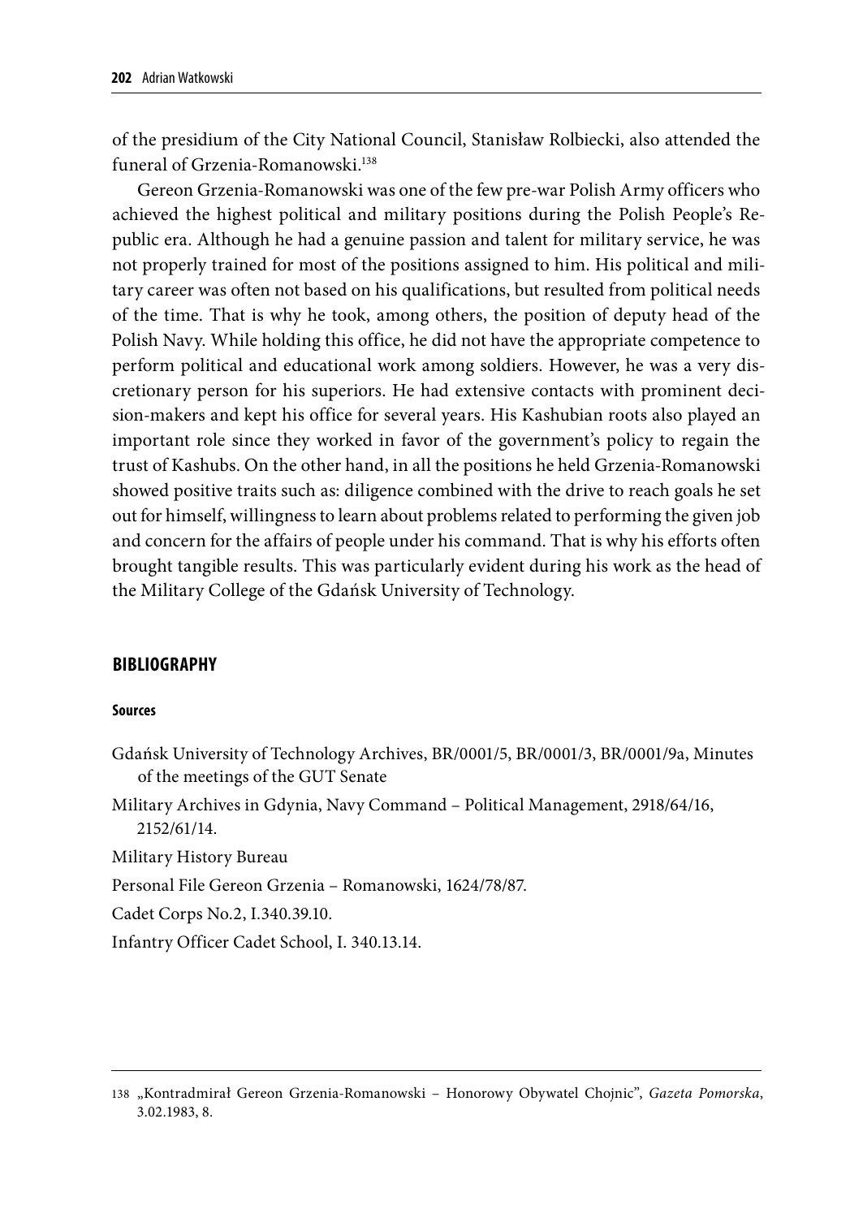of the presidium of the City National Council, Stanisław Rolbiecki, also attended the funeral of Grzenia-Romanowski.[138]

Gereon Grzenia-Romanowski was one of the few pre-war Polish Army officers who achieved the highest political and military positions during the Polish People's Republic era. Although he had a genuine passion and talent for military service, he was not properly trained for most of the positions assigned to him. His political and military career was often not based on his qualifications, but resulted from political needs of the time. That is why he took, among others, the position of deputy head of the Polish Navy. While holding this office, he did not have the appropriate competence to perform political and educational work among soldiers. However, he was a very discretionary person for his superiors. He had extensive contacts with prominent decision-makers and kept his office for several years. His Kashubian roots also played an important role since they worked in favor of the government's policy to regain the trust of Kashubs. On the other hand, in all the positions he held Grzenia-Romanowski showed positive traits such as: diligence combined with the drive to reach goals he set out for himself, willingness to learn about problems related to performing the given job and concern for the affairs of people under his command. That is why his efforts often brought tangible results. This was particularly evident during his work as the head of the Military College of the Gdańsk University of Technology.

## BIBLIOGRAPHY

#### Sources

Gdańsk University of Technology Archives, BR/0001/5, BR/0001/3, BR/0001/9a, Minutes of the meetings of the GUT Senate

Military Archives in Gdynia, Navy Command – Political Management, 2918/64/16, 2152/61/14.

Military History Bureau

Personal File Gereon Grzenia – Romanowski, 1624/78/87.

Cadet Corps No.2, I.340.39.10.

Infantry Officer Cadet School, I. 340.13.14.

---

138 „Kontradmirał Gereon Grzenia-Romanowski – Honorowy Obywatel Chojnic", *Gazeta Pomorska*, 3.02.1983, 8.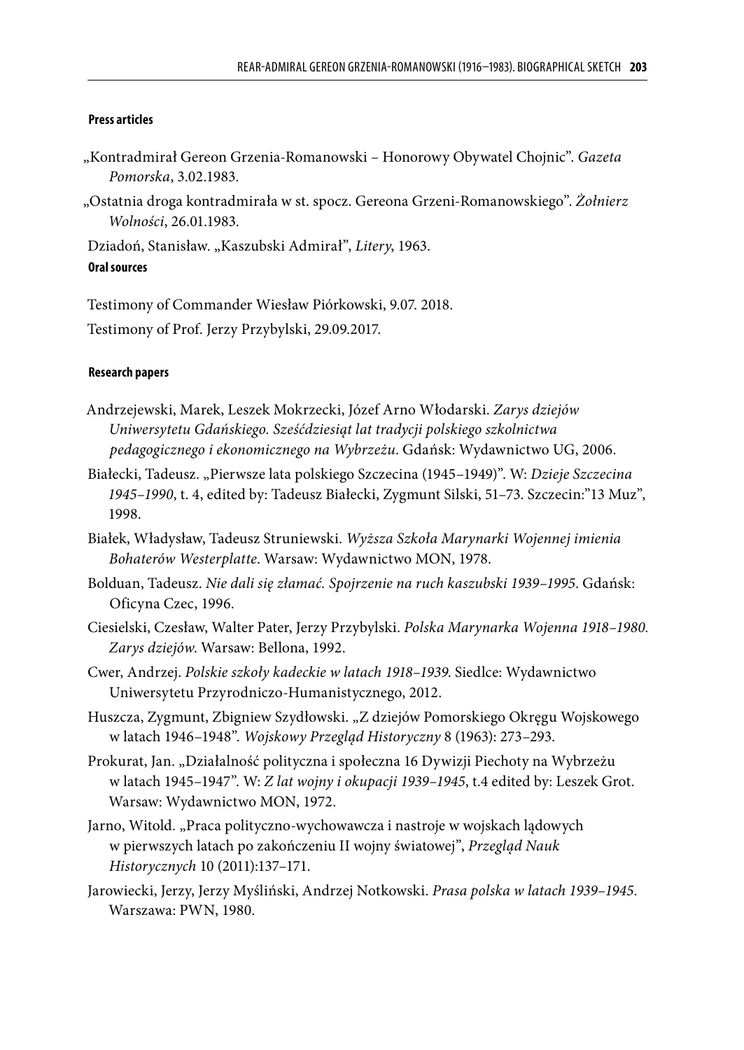#### Press articles

„Kontradmirał Gereon Grzenia-Romanowski – Honorowy Obywatel Chojnic". *Gazeta Pomorska*, 3.02.1983.

„Ostatnia droga kontradmirała w st. spocz. Gereona Grzeni-Romanowskiego". *Żołnierz Wolności*, 26.01.1983.

Dziadoń, Stanisław. „Kaszubski Admirał", *Litery*, 1963.

#### Oral sources

Testimony of Commander Wiesław Piórkowski, 9.07. 2018.

Testimony of Prof. Jerzy Przybylski, 29.09.2017.

#### Research papers

Andrzejewski, Marek, Leszek Mokrzecki, Józef Arno Włodarski. *Zarys dziejów Uniwersytetu Gdańskiego. Sześćdziesiąt lat tradycji polskiego szkolnictwa pedagogicznego i ekonomicznego na Wybrzeżu*. Gdańsk: Wydawnictwo UG, 2006.

Białecki, Tadeusz. „Pierwsze lata polskiego Szczecina (1945–1949)". W: *Dzieje Szczecina 1945–1990*, t. 4, edited by: Tadeusz Białecki, Zygmunt Silski, 51–73. Szczecin:"13 Muz", 1998.

Białek, Władysław, Tadeusz Struniewski. *Wyższa Szkoła Marynarki Wojennej imienia Bohaterów Westerplatte*. Warsaw: Wydawnictwo MON, 1978.

Bolduan, Tadeusz. *Nie dali się złamać. Spojrzenie na ruch kaszubski 1939–1995*. Gdańsk: Oficyna Czec, 1996.

Ciesielski, Czesław, Walter Pater, Jerzy Przybylski. *Polska Marynarka Wojenna 1918–1980. Zarys dziejów*. Warsaw: Bellona, 1992.

Cwer, Andrzej. *Polskie szkoły kadeckie w latach 1918–1939*. Siedlce: Wydawnictwo Uniwersytetu Przyrodniczo-Humanistycznego, 2012.

Huszcza, Zygmunt, Zbigniew Szydłowski. „Z dziejów Pomorskiego Okręgu Wojskowego w latach 1946–1948". *Wojskowy Przegląd Historyczny* 8 (1963): 273–293.

Prokurat, Jan. „Działalność polityczna i społeczna 16 Dywizji Piechoty na Wybrzeżu w latach 1945–1947". W: *Z lat wojny i okupacji 1939–1945*, t.4 edited by: Leszek Grot. Warsaw: Wydawnictwo MON, 1972.

Jarno, Witold. „Praca polityczno-wychowawcza i nastroje w wojskach lądowych w pierwszych latach po zakończeniu II wojny światowej", *Przegląd Nauk Historycznych* 10 (2011):137–171.

Jarowiecki, Jerzy, Jerzy Myśliński, Andrzej Notkowski. *Prasa polska w latach 1939–1945*. Warszawa: PWN, 1980.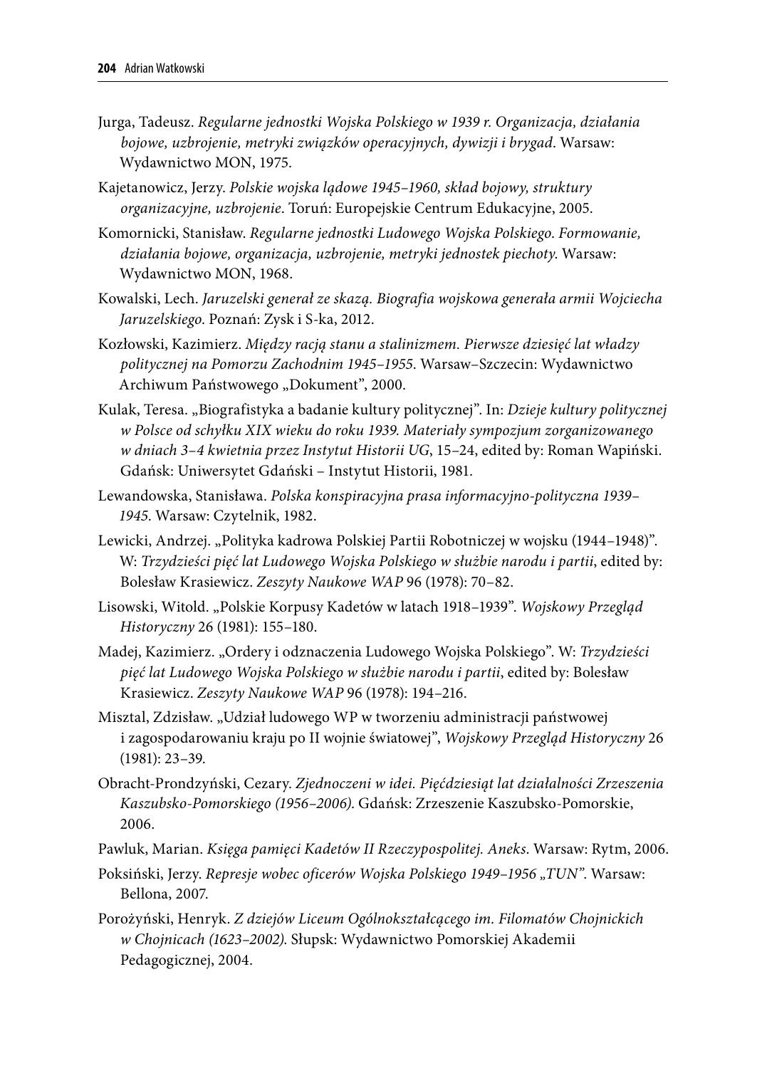Jurga, Tadeusz. *Regularne jednostki Wojska Polskiego w 1939 r. Organizacja, działania bojowe, uzbrojenie, metryki związków operacyjnych, dywizji i brygad*. Warsaw: Wydawnictwo MON, 1975.

Kajetanowicz, Jerzy. *Polskie wojska lądowe 1945–1960, skład bojowy, struktury organizacyjne, uzbrojenie*. Toruń: Europejskie Centrum Edukacyjne, 2005.

Komornicki, Stanisław. *Regularne jednostki Ludowego Wojska Polskiego. Formowanie, działania bojowe, organizacja, uzbrojenie, metryki jednostek piechoty*. Warsaw: Wydawnictwo MON, 1968.

Kowalski, Lech. *Jaruzelski generał ze skazą. Biografia wojskowa generała armii Wojciecha Jaruzelskiego*. Poznań: Zysk i S-ka, 2012.

Kozłowski, Kazimierz. *Między racją stanu a stalinizmem. Pierwsze dziesięć lat władzy politycznej na Pomorzu Zachodnim 1945–1955*. Warsaw–Szczecin: Wydawnictwo Archiwum Państwowego „Dokument", 2000.

Kulak, Teresa. „Biografistyka a badanie kultury politycznej". In: *Dzieje kultury politycznej w Polsce od schyłku XIX wieku do roku 1939. Materiały sympozjum zorganizowanego w dniach 3–4 kwietnia przez Instytut Historii UG*, 15–24, edited by: Roman Wapiński. Gdańsk: Uniwersytet Gdański – Instytut Historii, 1981.

Lewandowska, Stanisława. *Polska konspiracyjna prasa informacyjno-polityczna 1939–1945*. Warsaw: Czytelnik, 1982.

Lewicki, Andrzej. „Polityka kadrowa Polskiej Partii Robotniczej w wojsku (1944–1948)". W: *Trzydzieści pięć lat Ludowego Wojska Polskiego w służbie narodu i partii*, edited by: Bolesław Krasiewicz. *Zeszyty Naukowe WAP* 96 (1978): 70–82.

Lisowski, Witold. „Polskie Korpusy Kadetów w latach 1918–1939". *Wojskowy Przegląd Historyczny* 26 (1981): 155–180.

Madej, Kazimierz. „Ordery i odznaczenia Ludowego Wojska Polskiego". W: *Trzydzieści pięć lat Ludowego Wojska Polskiego w służbie narodu i partii*, edited by: Bolesław Krasiewicz. *Zeszyty Naukowe WAP* 96 (1978): 194–216.

Misztal, Zdzisław. „Udział ludowego WP w tworzeniu administracji państwowej i zagospodarowaniu kraju po II wojnie światowej", *Wojskowy Przegląd Historyczny* 26 (1981): 23–39.

Obracht-Prondzyński, Cezary. *Zjednoczeni w idei. Pięćdziesiąt lat działalności Zrzeszenia Kaszubsko-Pomorskiego (1956–2006)*. Gdańsk: Zrzeszenie Kaszubsko-Pomorskie, 2006.

Pawluk, Marian. *Księga pamięci Kadetów II Rzeczypospolitej. Aneks*. Warsaw: Rytm, 2006.

Poksiński, Jerzy. *Represje wobec oficerów Wojska Polskiego 1949–1956 „TUN"*. Warsaw: Bellona, 2007.

Porożyński, Henryk. *Z dziejów Liceum Ogólnokształcącego im. Filomatów Chojnickich w Chojnicach (1623–2002)*. Słupsk: Wydawnictwo Pomorskiej Akademii Pedagogicznej, 2004.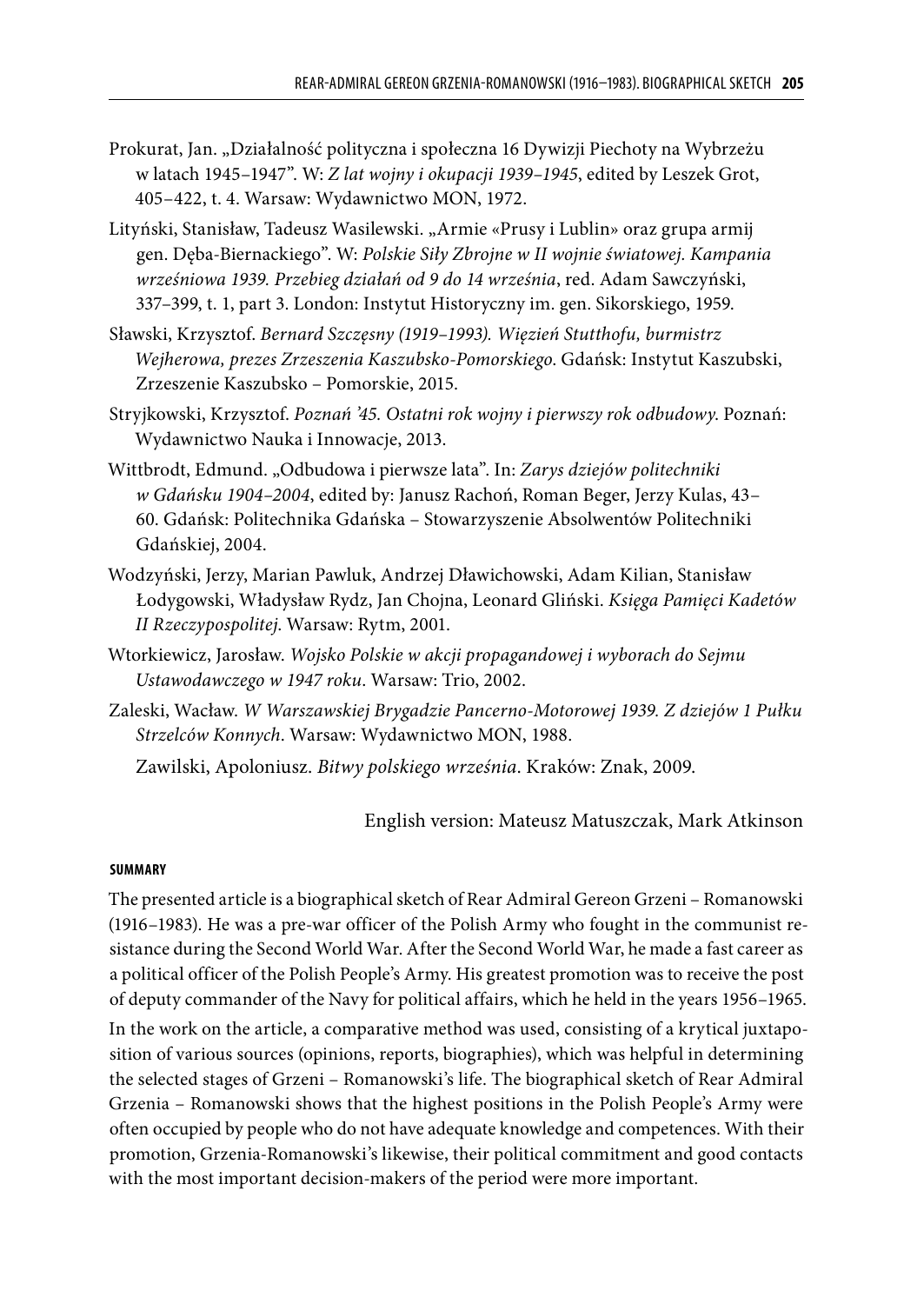Prokurat, Jan. „Działalność polityczna i społeczna 16 Dywizji Piechoty na Wybrzeżu w latach 1945–1947". W: *Z lat wojny i okupacji 1939–1945*, edited by Leszek Grot, 405–422, t. 4. Warsaw: Wydawnictwo MON, 1972.

Lityński, Stanisław, Tadeusz Wasilewski. „Armie «Prusy i Lublin» oraz grupa armij gen. Dęba-Biernackiego". W: *Polskie Siły Zbrojne w II wojnie światowej. Kampania wrześniowa 1939. Przebieg działań od 9 do 14 września*, red. Adam Sawczyński, 337–399, t. 1, part 3. London: Instytut Historyczny im. gen. Sikorskiego, 1959.

Sławski, Krzysztof. *Bernard Szczęsny (1919–1993). Więzień Stutthofu, burmistrz Wejherowa, prezes Zrzeszenia Kaszubsko-Pomorskiego*. Gdańsk: Instytut Kaszubski, Zrzeszenie Kaszubsko – Pomorskie, 2015.

Stryjkowski, Krzysztof. *Poznań '45. Ostatni rok wojny i pierwszy rok odbudowy*. Poznań: Wydawnictwo Nauka i Innowacje, 2013.

Wittbrodt, Edmund. „Odbudowa i pierwsze lata". In: *Zarys dziejów politechniki w Gdańsku 1904–2004*, edited by: Janusz Rachoń, Roman Beger, Jerzy Kulas, 43–60. Gdańsk: Politechnika Gdańska – Stowarzyszenie Absolwentów Politechniki Gdańskiej, 2004.

Wodzyński, Jerzy, Marian Pawluk, Andrzej Dławichowski, Adam Kilian, Stanisław Łodygowski, Władysław Rydz, Jan Chojna, Leonard Gliński. *Księga Pamięci Kadetów II Rzeczypospolitej*. Warsaw: Rytm, 2001.

Wtorkiewicz, Jarosław. *Wojsko Polskie w akcji propagandowej i wyborach do Sejmu Ustawodawczego w 1947 roku*. Warsaw: Trio, 2002.

Zaleski, Wacław. *W Warszawskiej Brygadzie Pancerno-Motorowej 1939. Z dziejów 1 Pułku Strzelców Konnych*. Warsaw: Wydawnictwo MON, 1988.

Zawilski, Apoloniusz. *Bitwy polskiego września*. Kraków: Znak, 2009.

English version: Mateusz Matuszczak, Mark Atkinson

#### SUMMARY

The presented article is a biographical sketch of Rear Admiral Gereon Grzeni – Romanowski (1916–1983). He was a pre-war officer of the Polish Army who fought in the communist resistance during the Second World War. After the Second World War, he made a fast career as a political officer of the Polish People's Army. His greatest promotion was to receive the post of deputy commander of the Navy for political affairs, which he held in the years 1956–1965.

In the work on the article, a comparative method was used, consisting of a krytical juxtaposition of various sources (opinions, reports, biographies), which was helpful in determining the selected stages of Grzeni – Romanowski's life. The biographical sketch of Rear Admiral Grzenia – Romanowski shows that the highest positions in the Polish People's Army were often occupied by people who do not have adequate knowledge and competences. With their promotion, Grzenia-Romanowski's likewise, their political commitment and good contacts with the most important decision-makers of the period were more important.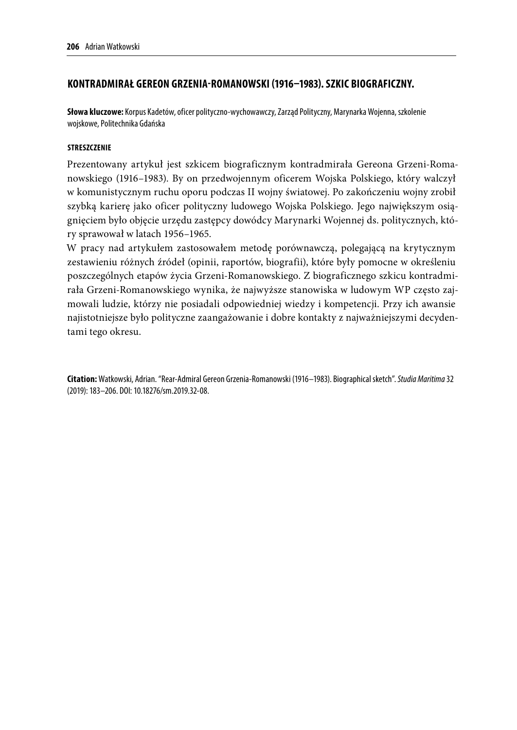## KONTRADMIRAŁ GEREON GRZENIA-ROMANOWSKI (1916–1983). SZKIC BIOGRAFICZNY.

**Słowa kluczowe:** Korpus Kadetów, oficer polityczno-wychowawczy, Zarząd Polityczny, Marynarka Wojenna, szkolenie wojskowe, Politechnika Gdańska

**STRESZCZENIE**

Prezentowany artykuł jest szkicem biograficznym kontradmirała Gereona Grzeni-Romanowskiego (1916–1983). By on przedwojennym oficerem Wojska Polskiego, który walczył w komunistycznym ruchu oporu podczas II wojny światowej. Po zakończeniu wojny zrobił szybką karierę jako oficer polityczny ludowego Wojska Polskiego. Jego największym osiągnięciem było objęcie urzędu zastępcy dowódcy Marynarki Wojennej ds. politycznych, który sprawował w latach 1956–1965.

W pracy nad artykułem zastosowałem metodę porównawczą, polegającą na krytycznym zestawieniu różnych źródeł (opinii, raportów, biografii), które były pomocne w określeniu poszczególnych etapów życia Grzeni-Romanowskiego. Z biograficznego szkicu kontradmirała Grzeni-Romanowskiego wynika, że najwyższe stanowiska w ludowym WP często zajmowali ludzie, którzy nie posiadali odpowiedniej wiedzy i kompetencji. Przy ich awansie najistotniejsze było polityczne zaangażowanie i dobre kontakty z najważniejszymi decydentami tego okresu.

**Citation:** Watkowski, Adrian. "Rear-Admiral Gereon Grzenia-Romanowski (1916–1983). Biographical sketch". *Studia Maritima* 32 (2019): 183–206. DOI: 10.18276/sm.2019.32-08.